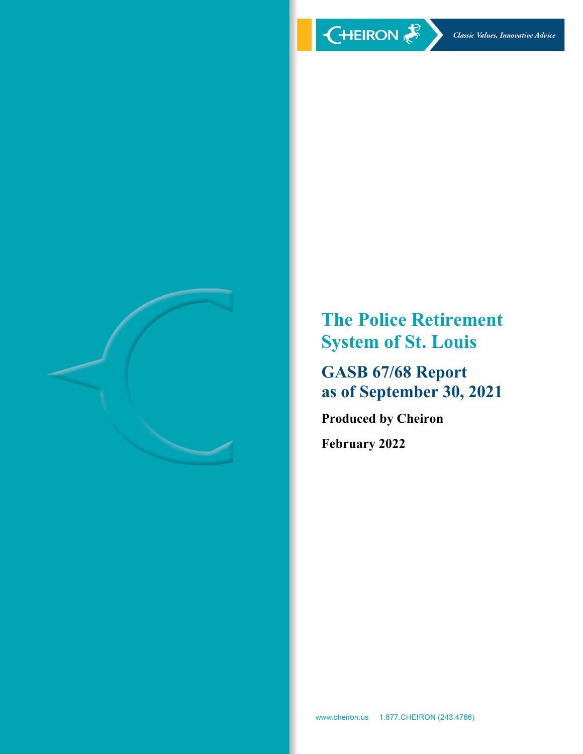CHEIRON

*Classic Values, Innovative Advice*

# The Police Retirement System of St. Louis

## GASB 67/68 Report as of September 30, 2021

**Produced by Cheiron**

**February 2022**

www.cheiron.us 1.877.CHEIRON (243.4766)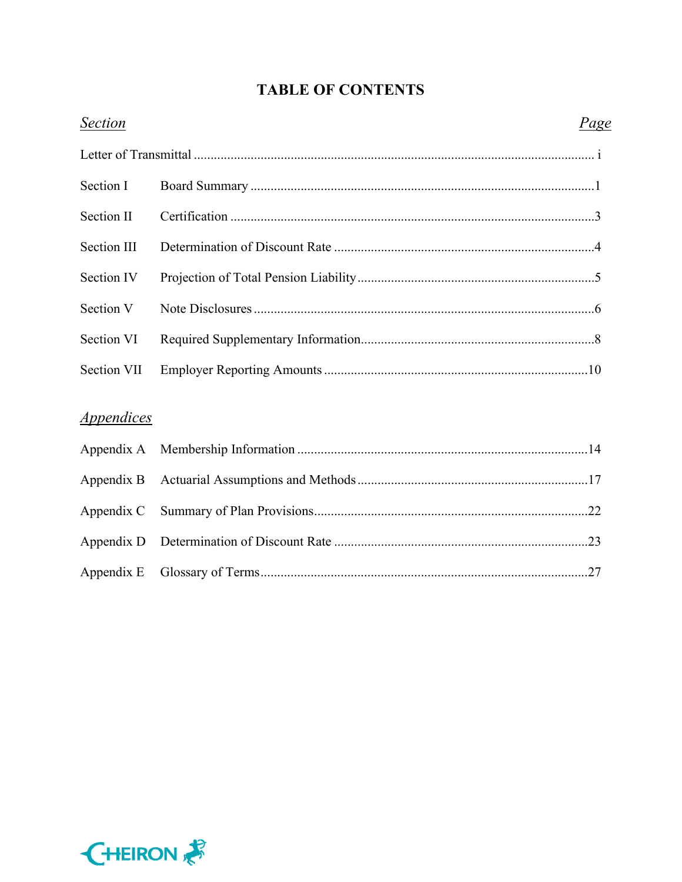# TABLE OF CONTENTS

| *Section* | | *Page* |
|---|---|---|
| Letter of Transmittal | | i |
| Section I | Board Summary | 1 |
| Section II | Certification | 3 |
| Section III | Determination of Discount Rate | 4 |
| Section IV | Projection of Total Pension Liability | 5 |
| Section V | Note Disclosures | 6 |
| Section VI | Required Supplementary Information | 8 |
| Section VII | Employer Reporting Amounts | 10 |

*Appendices*

| | | |
|---|---|---|
| Appendix A | Membership Information | 14 |
| Appendix B | Actuarial Assumptions and Methods | 17 |
| Appendix C | Summary of Plan Provisions | 22 |
| Appendix D | Determination of Discount Rate | 23 |
| Appendix E | Glossary of Terms | 27 |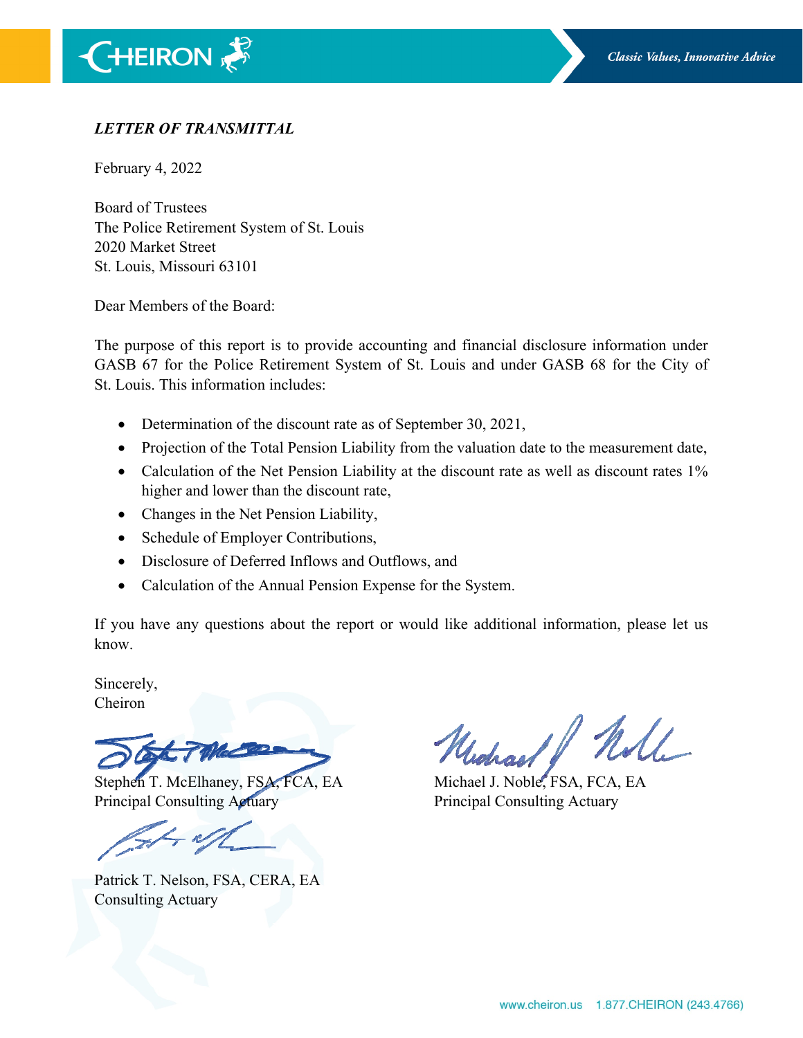*LETTER OF TRANSMITTAL*

February 4, 2022

Board of Trustees
The Police Retirement System of St. Louis
2020 Market Street
St. Louis, Missouri 63101

Dear Members of the Board:

The purpose of this report is to provide accounting and financial disclosure information under GASB 67 for the Police Retirement System of St. Louis and under GASB 68 for the City of St. Louis. This information includes:

- Determination of the discount rate as of September 30, 2021,
- Projection of the Total Pension Liability from the valuation date to the measurement date,
- Calculation of the Net Pension Liability at the discount rate as well as discount rates 1% higher and lower than the discount rate,
- Changes in the Net Pension Liability,
- Schedule of Employer Contributions,
- Disclosure of Deferred Inflows and Outflows, and
- Calculation of the Annual Pension Expense for the System.

If you have any questions about the report or would like additional information, please let us know.

Sincerely,
Cheiron

Stephen T. McElhaney, FSA, FCA, EA
Principal Consulting Actuary

Michael J. Noble, FSA, FCA, EA
Principal Consulting Actuary

Patrick T. Nelson, FSA, CERA, EA
Consulting Actuary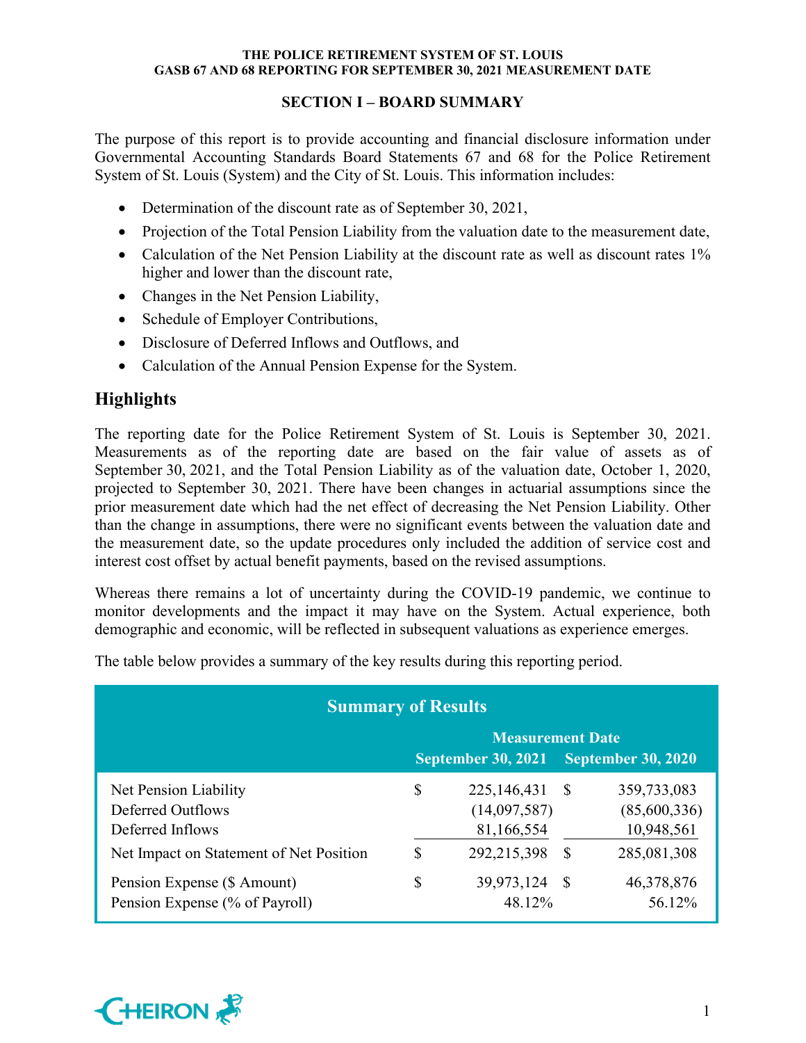## SECTION I – BOARD SUMMARY

The purpose of this report is to provide accounting and financial disclosure information under Governmental Accounting Standards Board Statements 67 and 68 for the Police Retirement System of St. Louis (System) and the City of St. Louis. This information includes:

- Determination of the discount rate as of September 30, 2021,
- Projection of the Total Pension Liability from the valuation date to the measurement date,
- Calculation of the Net Pension Liability at the discount rate as well as discount rates 1% higher and lower than the discount rate,
- Changes in the Net Pension Liability,
- Schedule of Employer Contributions,
- Disclosure of Deferred Inflows and Outflows, and
- Calculation of the Annual Pension Expense for the System.

## Highlights

The reporting date for the Police Retirement System of St. Louis is September 30, 2021. Measurements as of the reporting date are based on the fair value of assets as of September 30, 2021, and the Total Pension Liability as of the valuation date, October 1, 2020, projected to September 30, 2021. There have been changes in actuarial assumptions since the prior measurement date which had the net effect of decreasing the Net Pension Liability. Other than the change in assumptions, there were no significant events between the valuation date and the measurement date, so the update procedures only included the addition of service cost and interest cost offset by actual benefit payments, based on the revised assumptions.

Whereas there remains a lot of uncertainty during the COVID-19 pandemic, we continue to monitor developments and the impact it may have on the System. Actual experience, both demographic and economic, will be reflected in subsequent valuations as experience emerges.

The table below provides a summary of the key results during this reporting period.

**Summary of Results**

| | Measurement Date | |
|---|---|---|
| | September 30, 2021 | September 30, 2020 |
| Net Pension Liability | $ 225,146,431 | $ 359,733,083 |
| Deferred Outflows | (14,097,587) | (85,600,336) |
| Deferred Inflows | 81,166,554 | 10,948,561 |
| Net Impact on Statement of Net Position | $ 292,215,398 | $ 285,081,308 |
| Pension Expense ($ Amount) | $ 39,973,124 | $ 46,378,876 |
| Pension Expense (% of Payroll) | 48.12% | 56.12% |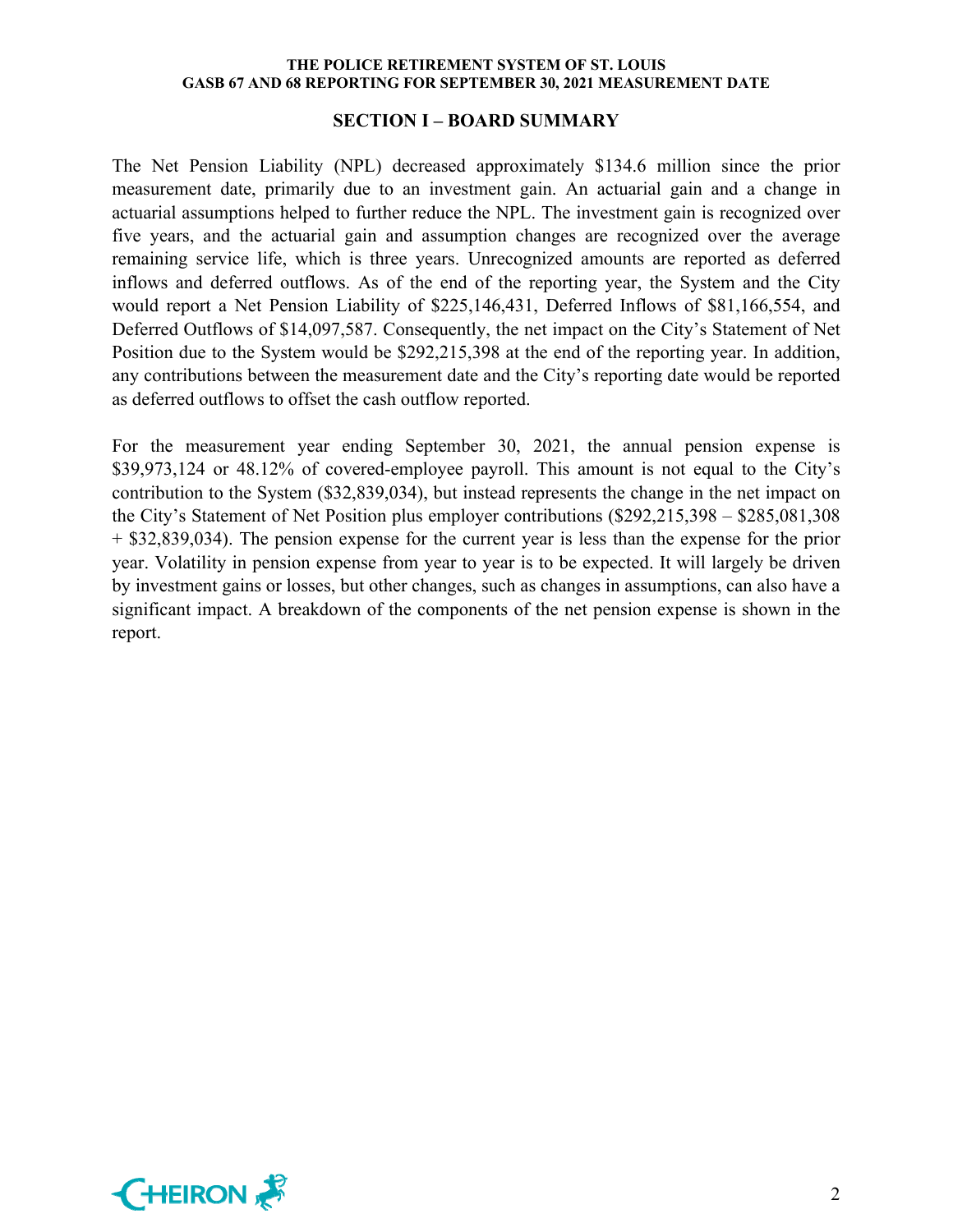## SECTION I – BOARD SUMMARY

The Net Pension Liability (NPL) decreased approximately $134.6 million since the prior measurement date, primarily due to an investment gain. An actuarial gain and a change in actuarial assumptions helped to further reduce the NPL. The investment gain is recognized over five years, and the actuarial gain and assumption changes are recognized over the average remaining service life, which is three years. Unrecognized amounts are reported as deferred inflows and deferred outflows. As of the end of the reporting year, the System and the City would report a Net Pension Liability of $225,146,431, Deferred Inflows of $81,166,554, and Deferred Outflows of $14,097,587. Consequently, the net impact on the City's Statement of Net Position due to the System would be $292,215,398 at the end of the reporting year. In addition, any contributions between the measurement date and the City's reporting date would be reported as deferred outflows to offset the cash outflow reported.

For the measurement year ending September 30, 2021, the annual pension expense is $39,973,124 or 48.12% of covered-employee payroll. This amount is not equal to the City's contribution to the System ($32,839,034), but instead represents the change in the net impact on the City's Statement of Net Position plus employer contributions ($292,215,398 – $285,081,308 + $32,839,034). The pension expense for the current year is less than the expense for the prior year. Volatility in pension expense from year to year is to be expected. It will largely be driven by investment gains or losses, but other changes, such as changes in assumptions, can also have a significant impact. A breakdown of the components of the net pension expense is shown in the report.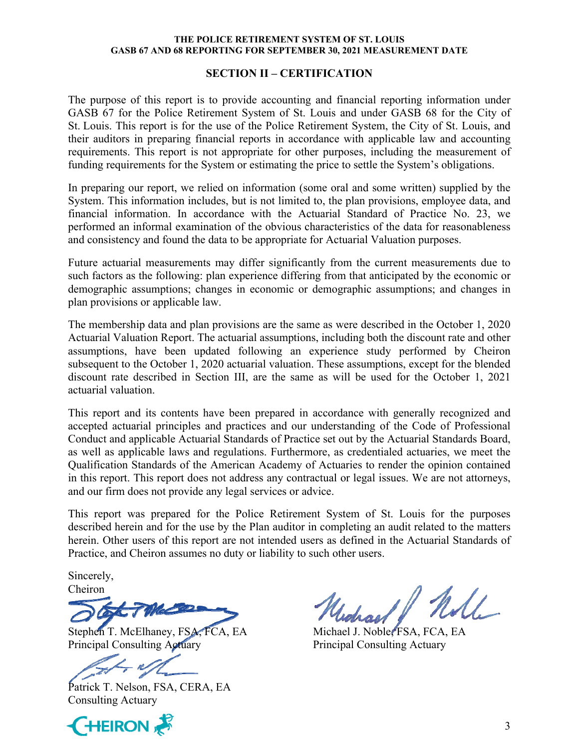## SECTION II – CERTIFICATION

The purpose of this report is to provide accounting and financial reporting information under GASB 67 for the Police Retirement System of St. Louis and under GASB 68 for the City of St. Louis. This report is for the use of the Police Retirement System, the City of St. Louis, and their auditors in preparing financial reports in accordance with applicable law and accounting requirements. This report is not appropriate for other purposes, including the measurement of funding requirements for the System or estimating the price to settle the System's obligations.

In preparing our report, we relied on information (some oral and some written) supplied by the System. This information includes, but is not limited to, the plan provisions, employee data, and financial information. In accordance with the Actuarial Standard of Practice No. 23, we performed an informal examination of the obvious characteristics of the data for reasonableness and consistency and found the data to be appropriate for Actuarial Valuation purposes.

Future actuarial measurements may differ significantly from the current measurements due to such factors as the following: plan experience differing from that anticipated by the economic or demographic assumptions; changes in economic or demographic assumptions; and changes in plan provisions or applicable law.

The membership data and plan provisions are the same as were described in the October 1, 2020 Actuarial Valuation Report. The actuarial assumptions, including both the discount rate and other assumptions, have been updated following an experience study performed by Cheiron subsequent to the October 1, 2020 actuarial valuation. These assumptions, except for the blended discount rate described in Section III, are the same as will be used for the October 1, 2021 actuarial valuation.

This report and its contents have been prepared in accordance with generally recognized and accepted actuarial principles and practices and our understanding of the Code of Professional Conduct and applicable Actuarial Standards of Practice set out by the Actuarial Standards Board, as well as applicable laws and regulations. Furthermore, as credentialed actuaries, we meet the Qualification Standards of the American Academy of Actuaries to render the opinion contained in this report. This report does not address any contractual or legal issues. We are not attorneys, and our firm does not provide any legal services or advice.

This report was prepared for the Police Retirement System of St. Louis for the purposes described herein and for the use by the Plan auditor in completing an audit related to the matters herein. Other users of this report are not intended users as defined in the Actuarial Standards of Practice, and Cheiron assumes no duty or liability to such other users.

Sincerely,
Cheiron

Stephen T. McElhaney, FSA, FCA, EA
Principal Consulting Actuary

Michael J. Noble, FSA, FCA, EA
Principal Consulting Actuary

Patrick T. Nelson, FSA, CERA, EA
Consulting Actuary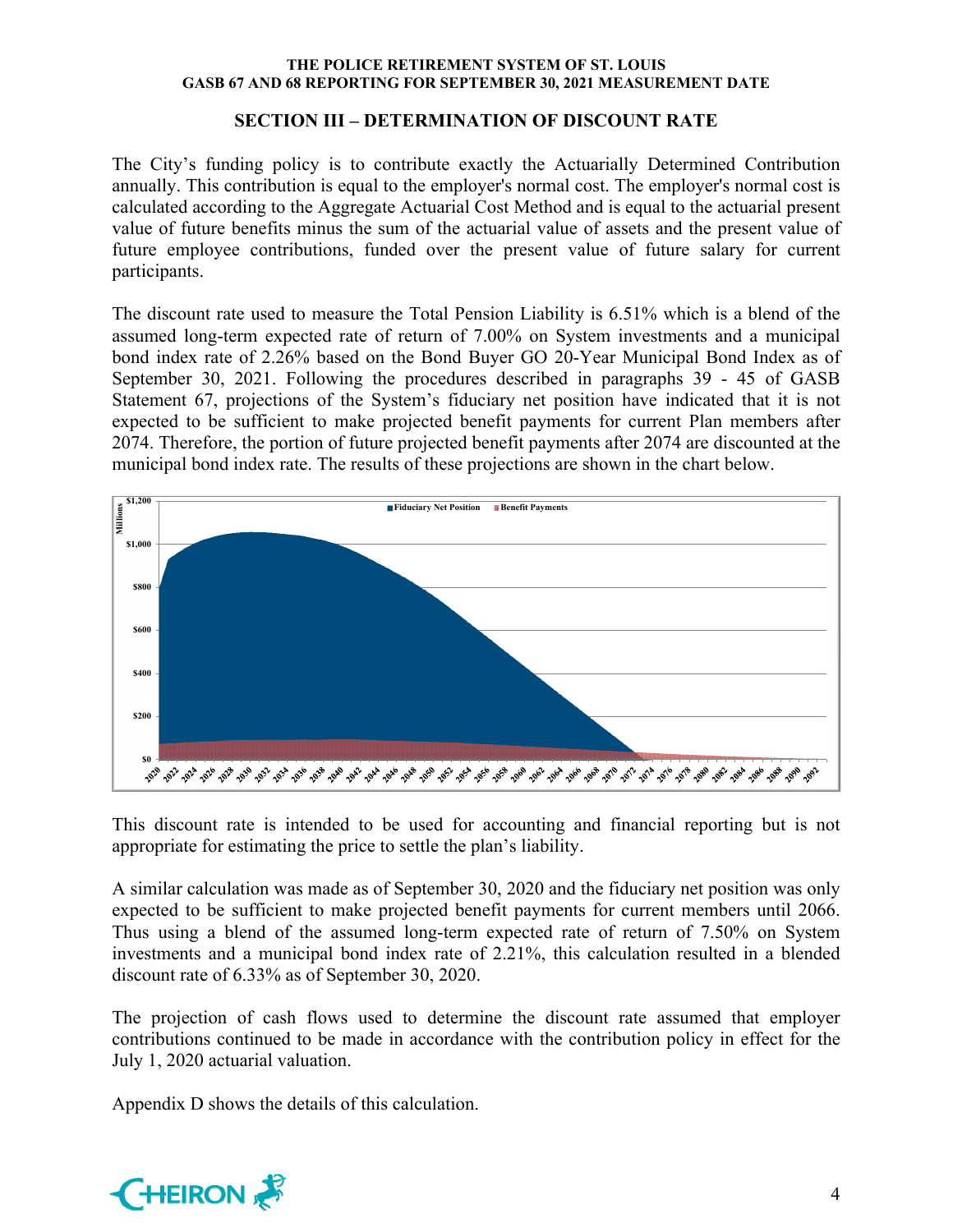## SECTION III – DETERMINATION OF DISCOUNT RATE

The City's funding policy is to contribute exactly the Actuarially Determined Contribution annually. This contribution is equal to the employer's normal cost. The employer's normal cost is calculated according to the Aggregate Actuarial Cost Method and is equal to the actuarial present value of future benefits minus the sum of the actuarial value of assets and the present value of future employee contributions, funded over the present value of future salary for current participants.

The discount rate used to measure the Total Pension Liability is 6.51% which is a blend of the assumed long-term expected rate of return of 7.00% on System investments and a municipal bond index rate of 2.26% based on the Bond Buyer GO 20-Year Municipal Bond Index as of September 30, 2021. Following the procedures described in paragraphs 39 - 45 of GASB Statement 67, projections of the System's fiduciary net position have indicated that it is not expected to be sufficient to make projected benefit payments for current Plan members after 2074. Therefore, the portion of future projected benefit payments after 2074 are discounted at the municipal bond index rate. The results of these projections are shown in the chart below.

This discount rate is intended to be used for accounting and financial reporting but is not appropriate for estimating the price to settle the plan's liability.

A similar calculation was made as of September 30, 2020 and the fiduciary net position was only expected to be sufficient to make projected benefit payments for current members until 2066. Thus using a blend of the assumed long-term expected rate of return of 7.50% on System investments and a municipal bond index rate of 2.21%, this calculation resulted in a blended discount rate of 6.33% as of September 30, 2020.

The projection of cash flows used to determine the discount rate assumed that employer contributions continued to be made in accordance with the contribution policy in effect for the July 1, 2020 actuarial valuation.

Appendix D shows the details of this calculation.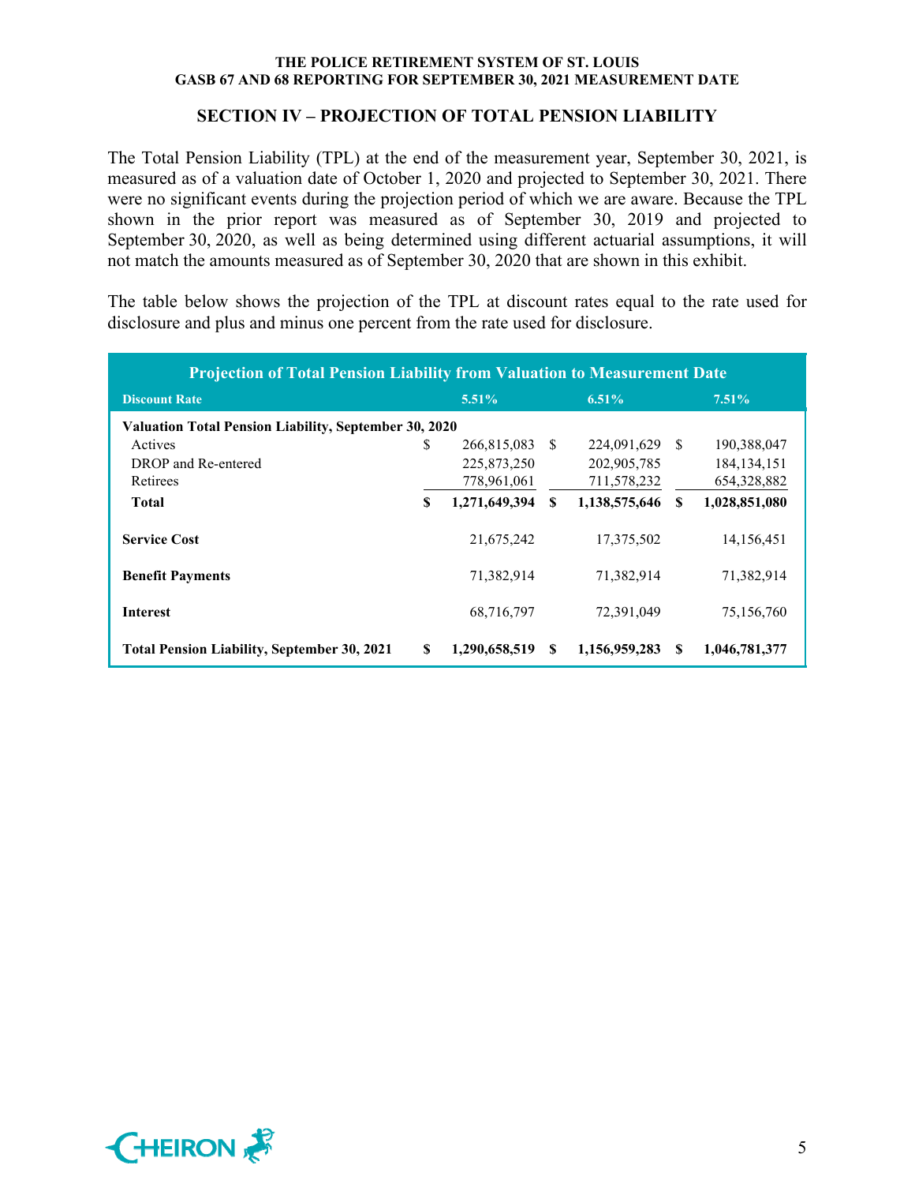## SECTION IV – PROJECTION OF TOTAL PENSION LIABILITY

The Total Pension Liability (TPL) at the end of the measurement year, September 30, 2021, is measured as of a valuation date of October 1, 2020 and projected to September 30, 2021. There were no significant events during the projection period of which we are aware. Because the TPL shown in the prior report was measured as of September 30, 2019 and projected to September 30, 2020, as well as being determined using different actuarial assumptions, it will not match the amounts measured as of September 30, 2020 that are shown in this exhibit.

The table below shows the projection of the TPL at discount rates equal to the rate used for disclosure and plus and minus one percent from the rate used for disclosure.

| Projection of Total Pension Liability from Valuation to Measurement Date | | | |
|---|---|---|---|
| **Discount Rate** | **5.51%** | **6.51%** | **7.51%** |
| **Valuation Total Pension Liability, September 30, 2020** | | | |
| Actives | $ 266,815,083 | $ 224,091,629 | $ 190,388,047 |
| DROP and Re-entered | 225,873,250 | 202,905,785 | 184,134,151 |
| Retirees | 778,961,061 | 711,578,232 | 654,328,882 |
| **Total** | **$ 1,271,649,394** | **$ 1,138,575,646** | **$ 1,028,851,080** |
| **Service Cost** | 21,675,242 | 17,375,502 | 14,156,451 |
| **Benefit Payments** | 71,382,914 | 71,382,914 | 71,382,914 |
| **Interest** | 68,716,797 | 72,391,049 | 75,156,760 |
| **Total Pension Liability, September 30, 2021** | **$ 1,290,658,519** | **$ 1,156,959,283** | **$ 1,046,781,377** |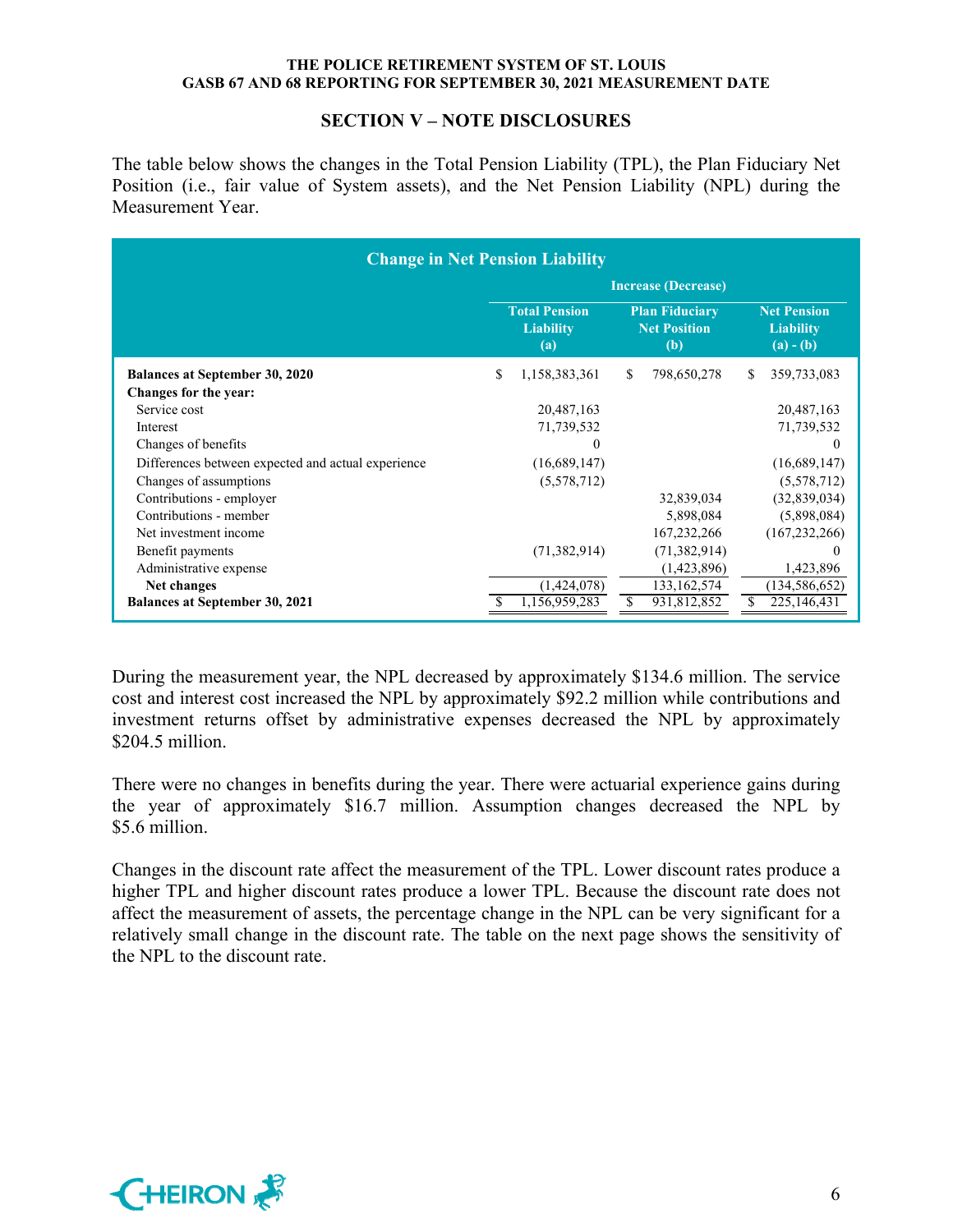## SECTION V – NOTE DISCLOSURES

The table below shows the changes in the Total Pension Liability (TPL), the Plan Fiduciary Net Position (i.e., fair value of System assets), and the Net Pension Liability (NPL) during the Measurement Year.

| Change in Net Pension Liability | | | |
|---|---|---|---|
| | Increase (Decrease) | | |
| | Total Pension Liability (a) | Plan Fiduciary Net Position (b) | Net Pension Liability (a) - (b) |
| **Balances at September 30, 2020** | $ 1,158,383,361 | $ 798,650,278 | $ 359,733,083 |
| **Changes for the year:** | | | |
| Service cost | 20,487,163 | | 20,487,163 |
| Interest | 71,739,532 | | 71,739,532 |
| Changes of benefits | 0 | | 0 |
| Differences between expected and actual experience | (16,689,147) | | (16,689,147) |
| Changes of assumptions | (5,578,712) | | (5,578,712) |
| Contributions - employer | | 32,839,034 | (32,839,034) |
| Contributions - member | | 5,898,084 | (5,898,084) |
| Net investment income | | 167,232,266 | (167,232,266) |
| Benefit payments | (71,382,914) | (71,382,914) | 0 |
| Administrative expense | | (1,423,896) | 1,423,896 |
| **Net changes** | (1,424,078) | 133,162,574 | (134,586,652) |
| **Balances at September 30, 2021** | $ 1,156,959,283 | $ 931,812,852 | $ 225,146,431 |

During the measurement year, the NPL decreased by approximately $134.6 million. The service cost and interest cost increased the NPL by approximately $92.2 million while contributions and investment returns offset by administrative expenses decreased the NPL by approximately $204.5 million.

There were no changes in benefits during the year. There were actuarial experience gains during the year of approximately $16.7 million. Assumption changes decreased the NPL by $5.6 million.

Changes in the discount rate affect the measurement of the TPL. Lower discount rates produce a higher TPL and higher discount rates produce a lower TPL. Because the discount rate does not affect the measurement of assets, the percentage change in the NPL can be very significant for a relatively small change in the discount rate. The table on the next page shows the sensitivity of the NPL to the discount rate.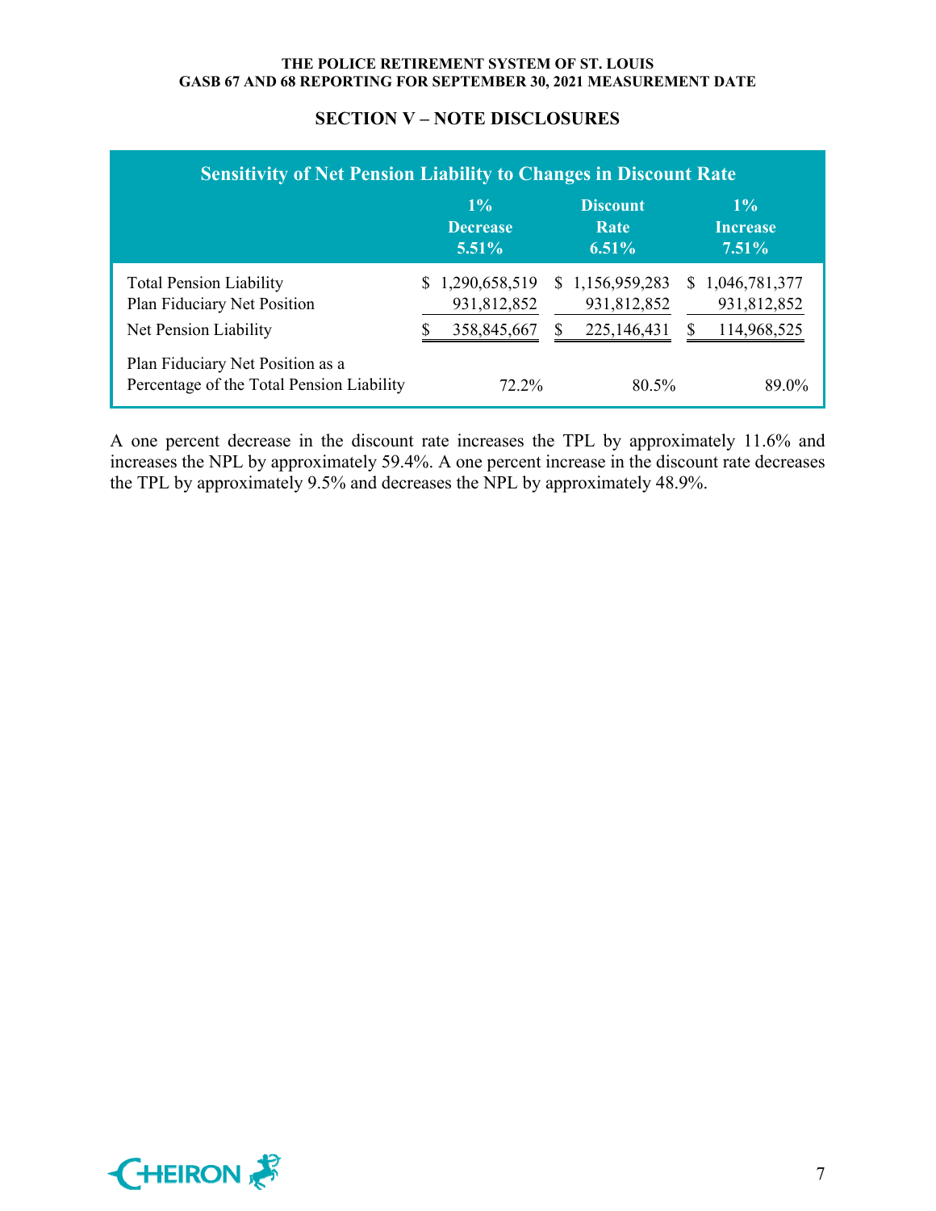## SECTION V – NOTE DISCLOSURES

| Sensitivity of Net Pension Liability to Changes in Discount Rate | 1% Decrease 5.51% | Discount Rate 6.51% | 1% Increase 7.51% |
|---|---|---|---|
| Total Pension Liability | $ 1,290,658,519 | $ 1,156,959,283 | $ 1,046,781,377 |
| Plan Fiduciary Net Position | 931,812,852 | 931,812,852 | 931,812,852 |
| Net Pension Liability | $ 358,845,667 | $ 225,146,431 | $ 114,968,525 |
| Plan Fiduciary Net Position as a Percentage of the Total Pension Liability | 72.2% | 80.5% | 89.0% |

A one percent decrease in the discount rate increases the TPL by approximately 11.6% and increases the NPL by approximately 59.4%. A one percent increase in the discount rate decreases the TPL by approximately 9.5% and decreases the NPL by approximately 48.9%.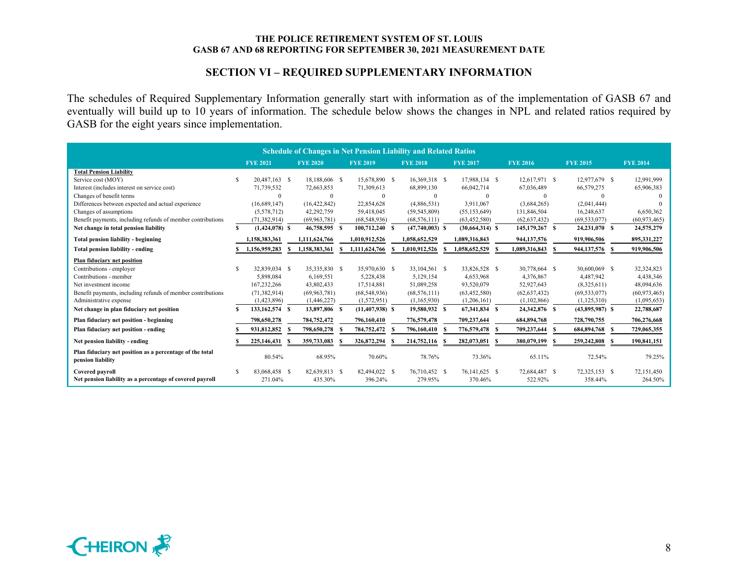## SECTION VI – REQUIRED SUPPLEMENTARY INFORMATION

The schedules of Required Supplementary Information generally start with information as of the implementation of GASB 67 and eventually will build up to 10 years of information. The schedule below shows the changes in NPL and related ratios required by GASB for the eight years since implementation.

**Schedule of Changes in Net Pension Liability and Related Ratios**

| | FYE 2021 | FYE 2020 | FYE 2019 | FYE 2018 | FYE 2017 | FYE 2016 | FYE 2015 | FYE 2014 |
|---|---|---|---|---|---|---|---|---|
| **Total Pension Liability** | | | | | | | | |
| Service cost (MOY) | $ 20,487,163 | $ 18,188,606 | $ 15,678,890 | $ 16,369,318 | $ 17,988,134 | $ 12,617,971 | $ 12,977,679 | $ 12,991,999 |
| Interest (includes interest on service cost) | 71,739,532 | 72,663,853 | 71,309,613 | 68,899,130 | 66,042,714 | 67,036,489 | 66,579,275 | 65,906,383 |
| Changes of benefit terms | 0 | 0 | 0 | 0 | 0 | 0 | 0 | 0 |
| Differences between expected and actual experience | (16,689,147) | (16,422,842) | 22,854,628 | (4,886,531) | 3,911,067 | (3,684,265) | (2,041,444) | 0 |
| Changes of assumptions | (5,578,712) | 42,292,759 | 59,418,045 | (59,545,809) | (55,153,649) | 131,846,504 | 16,248,637 | 6,650,362 |
| Benefit payments, including refunds of member contributions | (71,382,914) | (69,963,781) | (68,548,936) | (68,576,111) | (63,452,580) | (62,637,432) | (69,533,077) | (60,973,465) |
| **Net change in total pension liability** | **$ (1,424,078)** | **$ 46,758,595** | **$ 100,712,240** | **$ (47,740,003)** | **$ (30,664,314)** | **$ 145,179,267** | **$ 24,231,070** | **$ 24,575,279** |
| **Total pension liability - beginning** | **1,158,383,361** | **1,111,624,766** | **1,010,912,526** | **1,058,652,529** | **1,089,316,843** | **944,137,576** | **919,906,506** | **895,331,227** |
| **Total pension liability - ending** | **$ 1,156,959,283** | **$ 1,158,383,361** | **$ 1,111,624,766** | **$ 1,010,912,526** | **$ 1,058,652,529** | **$ 1,089,316,843** | **$ 944,137,576** | **$ 919,906,506** |
| **Plan fiduciary net position** | | | | | | | | |
| Contributions - employer | $ 32,839,034 | $ 35,335,830 | $ 35,970,630 | $ 33,104,561 | $ 33,826,528 | $ 30,778,664 | $ 30,600,069 | $ 32,324,823 |
| Contributions - member | 5,898,084 | 6,169,551 | 5,228,438 | 5,129,154 | 4,653,968 | 4,376,867 | 4,487,942 | 4,438,346 |
| Net investment income | 167,232,266 | 43,802,433 | 17,514,881 | 51,089,258 | 93,520,079 | 52,927,643 | (8,325,611) | 48,094,636 |
| Benefit payments, including refunds of member contributions | (71,382,914) | (69,963,781) | (68,548,936) | (68,576,111) | (63,452,580) | (62,637,432) | (69,533,077) | (60,973,465) |
| Administrative expense | (1,423,896) | (1,446,227) | (1,572,951) | (1,165,930) | (1,206,161) | (1,102,866) | (1,125,310) | (1,095,653) |
| **Net change in plan fiduciary net position** | **$ 133,162,574** | **$ 13,897,806** | **$ (11,407,938)** | **$ 19,580,932** | **$ 67,341,834** | **$ 24,342,876** | **$ (43,895,987)** | **$ 22,788,687** |
| **Plan fiduciary net position - beginning** | **798,650,278** | **784,752,472** | **796,160,410** | **776,579,478** | **709,237,644** | **684,894,768** | **728,790,755** | **706,276,668** |
| **Plan fiduciary net position - ending** | **$ 931,812,852** | **$ 798,650,278** | **$ 784,752,472** | **$ 796,160,410** | **$ 776,579,478** | **$ 709,237,644** | **$ 684,894,768** | **$ 729,065,355** |
| **Net pension liability - ending** | **$ 225,146,431** | **$ 359,733,083** | **$ 326,872,294** | **$ 214,752,116** | **$ 282,073,051** | **$ 380,079,199** | **$ 259,242,808** | **$ 190,841,151** |
| **Plan fiduciary net position as a percentage of the total pension liability** | 80.54% | 68.95% | 70.60% | 78.76% | 73.36% | 65.11% | 72.54% | 79.25% |
| **Covered payroll** | $ 83,068,458 | $ 82,639,813 | $ 82,494,022 | $ 76,710,452 | $ 76,141,625 | $ 72,684,487 | $ 72,325,153 | $ 72,151,450 |
| **Net pension liability as a percentage of covered payroll** | 271.04% | 435.30% | 396.24% | 279.95% | 370.46% | 522.92% | 358.44% | 264.50% |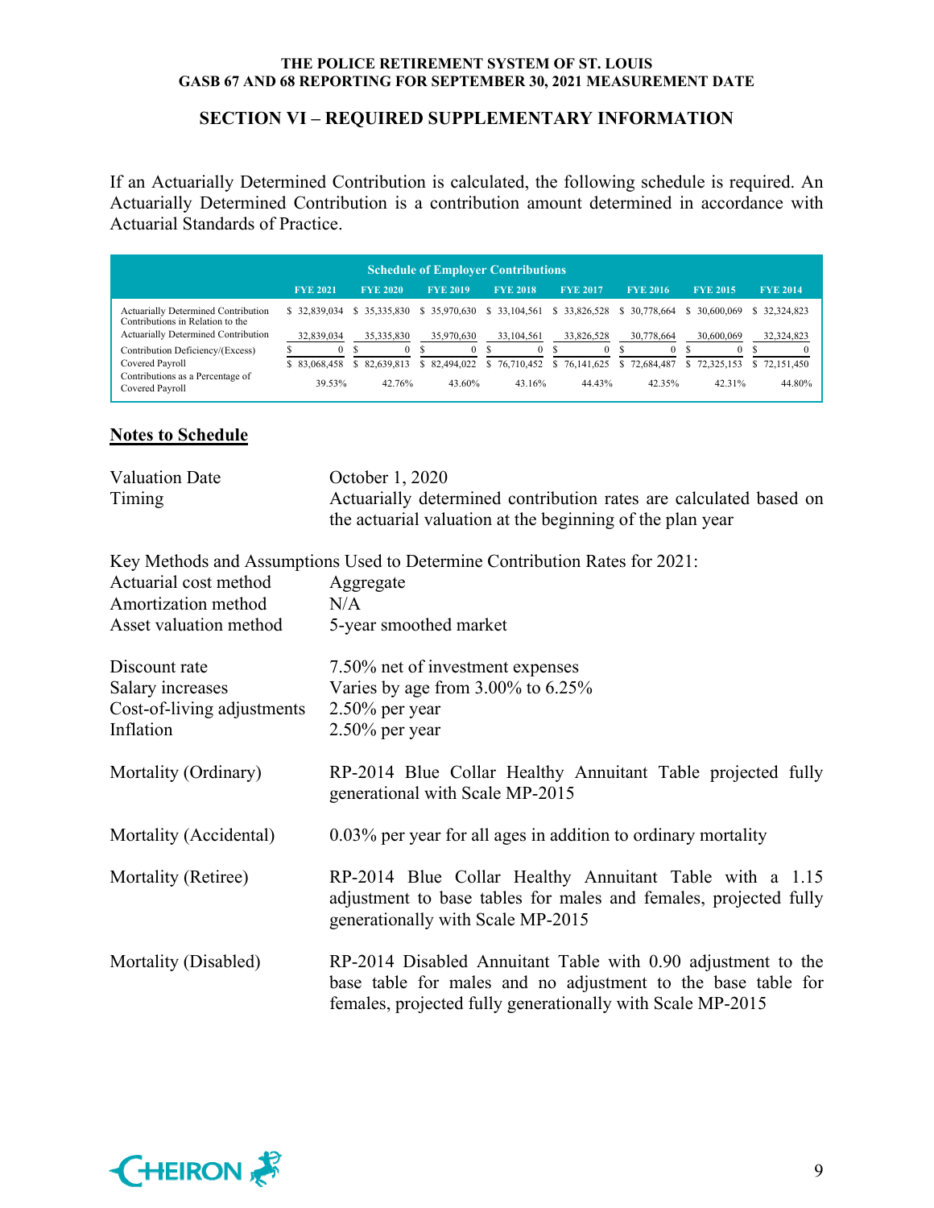## SECTION VI – REQUIRED SUPPLEMENTARY INFORMATION

If an Actuarially Determined Contribution is calculated, the following schedule is required. An Actuarially Determined Contribution is a contribution amount determined in accordance with Actuarial Standards of Practice.

**Schedule of Employer Contributions**

| | FYE 2021 | FYE 2020 | FYE 2019 | FYE 2018 | FYE 2017 | FYE 2016 | FYE 2015 | FYE 2014 |
|---|---|---|---|---|---|---|---|---|
| Actuarially Determined Contribution | $ 32,839,034 | $ 35,335,830 | $ 35,970,630 | $ 33,104,561 | $ 33,826,528 | $ 30,778,664 | $ 30,600,069 | $ 32,324,823 |
| Contributions in Relation to the Actuarially Determined Contribution | 32,839,034 | 35,335,830 | 35,970,630 | 33,104,561 | 33,826,528 | 30,778,664 | 30,600,069 | 32,324,823 |
| Contribution Deficiency/(Excess) | $ 0 | $ 0 | $ 0 | $ 0 | $ 0 | $ 0 | $ 0 | $ 0 |
| Covered Payroll | $ 83,068,458 | $ 82,639,813 | $ 82,494,022 | $ 76,710,452 | $ 76,141,625 | $ 72,684,487 | $ 72,325,153 | $ 72,151,450 |
| Contributions as a Percentage of Covered Payroll | 39.53% | 42.76% | 43.60% | 43.16% | 44.43% | 42.35% | 42.31% | 44.80% |

### Notes to Schedule

| | |
|---|---|
| Valuation Date | October 1, 2020 |
| Timing | Actuarially determined contribution rates are calculated based on the actuarial valuation at the beginning of the plan year |

Key Methods and Assumptions Used to Determine Contribution Rates for 2021:

| | |
|---|---|
| Actuarial cost method | Aggregate |
| Amortization method | N/A |
| Asset valuation method | 5-year smoothed market |
| Discount rate | 7.50% net of investment expenses |
| Salary increases | Varies by age from 3.00% to 6.25% |
| Cost-of-living adjustments | 2.50% per year |
| Inflation | 2.50% per year |
| Mortality (Ordinary) | RP-2014 Blue Collar Healthy Annuitant Table projected fully generational with Scale MP-2015 |
| Mortality (Accidental) | 0.03% per year for all ages in addition to ordinary mortality |
| Mortality (Retiree) | RP-2014 Blue Collar Healthy Annuitant Table with a 1.15 adjustment to base tables for males and females, projected fully generationally with Scale MP-2015 |
| Mortality (Disabled) | RP-2014 Disabled Annuitant Table with 0.90 adjustment to the base table for males and no adjustment to the base table for females, projected fully generationally with Scale MP-2015 |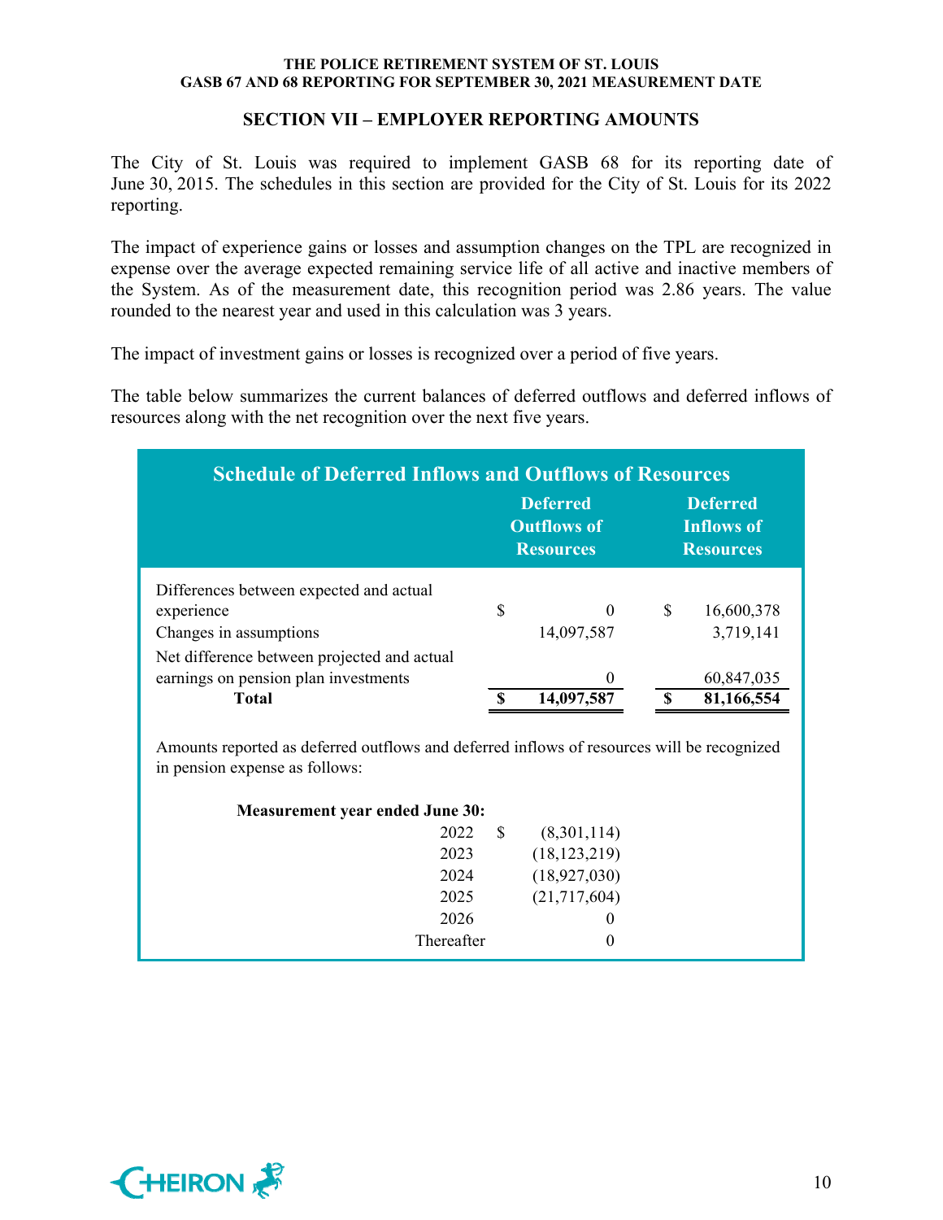## SECTION VII – EMPLOYER REPORTING AMOUNTS

The City of St. Louis was required to implement GASB 68 for its reporting date of June 30, 2015. The schedules in this section are provided for the City of St. Louis for its 2022 reporting.

The impact of experience gains or losses and assumption changes on the TPL are recognized in expense over the average expected remaining service life of all active and inactive members of the System. As of the measurement date, this recognition period was 2.86 years. The value rounded to the nearest year and used in this calculation was 3 years.

The impact of investment gains or losses is recognized over a period of five years.

The table below summarizes the current balances of deferred outflows and deferred inflows of resources along with the net recognition over the next five years.

**Schedule of Deferred Inflows and Outflows of Resources**

| | Deferred Outflows of Resources | Deferred Inflows of Resources |
|---|---|---|
| Differences between expected and actual experience | $ 0 | $ 16,600,378 |
| Changes in assumptions | 14,097,587 | 3,719,141 |
| Net difference between projected and actual earnings on pension plan investments | 0 | 60,847,035 |
| **Total** | **$ 14,097,587** | **$ 81,166,554** |

Amounts reported as deferred outflows and deferred inflows of resources will be recognized in pension expense as follows:

| **Measurement year ended June 30:** | |
|---|---|
| 2022 | $ (8,301,114) |
| 2023 | (18,123,219) |
| 2024 | (18,927,030) |
| 2025 | (21,717,604) |
| 2026 | 0 |
| Thereafter | 0 |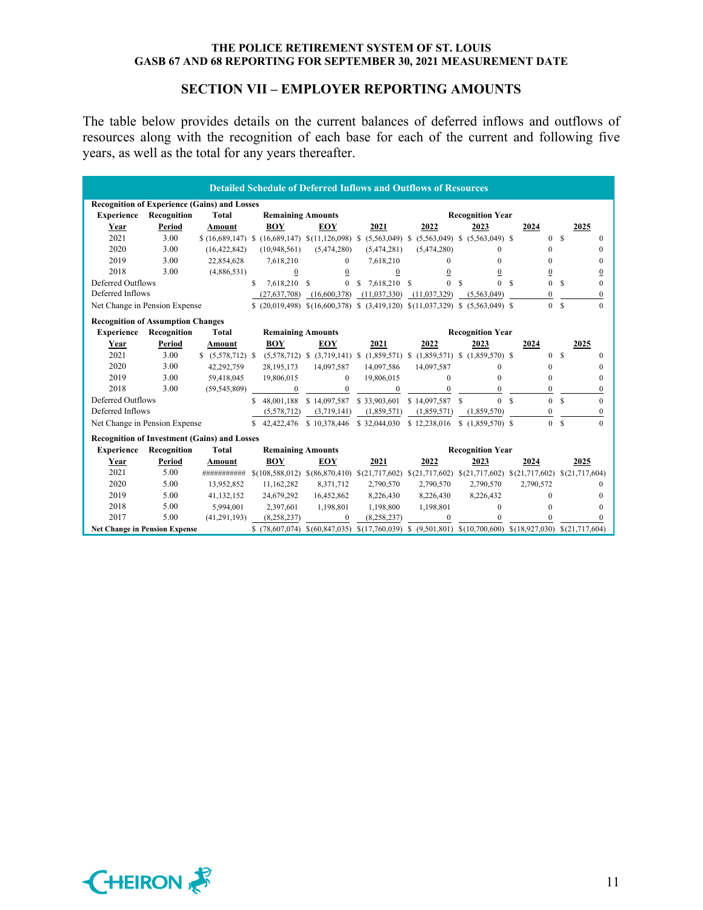# SECTION VII – EMPLOYER REPORTING AMOUNTS

The table below provides details on the current balances of deferred inflows and outflows of resources along with the recognition of each base for each of the current and following five years, as well as the total for any years thereafter.

**Detailed Schedule of Deferred Inflows and Outflows of Resources**

**Recognition of Experience (Gains) and Losses**

| Experience Year | Recognition Period | Total Amount | Remaining Amounts BOY | Remaining Amounts EOY | Recognition Year 2021 | 2022 | 2023 | 2024 | 2025 |
|---|---|---|---|---|---|---|---|---|---|
| 2021 | 3.00 | $ (16,689,147) | $ (16,689,147) | $(11,126,098) | $ (5,563,049) | $ (5,563,049) | $ (5,563,049) | $ 0 | $ 0 |
| 2020 | 3.00 | (16,422,842) | (10,948,561) | (5,474,280) | (5,474,281) | (5,474,280) | 0 | 0 | 0 |
| 2019 | 3.00 | 22,854,628 | 7,618,210 | 0 | 7,618,210 | 0 | 0 | 0 | 0 |
| 2018 | 3.00 | (4,886,531) | 0 | 0 | 0 | 0 | 0 | 0 | 0 |
| Deferred Outflows | | | $ 7,618,210 | $ 0 | $ 7,618,210 | $ 0 | $ 0 | $ 0 | $ 0 |
| Deferred Inflows | | | (27,637,708) | (16,600,378) | (11,037,330) | (11,037,329) | (5,563,049) | 0 | 0 |
| Net Change in Pension Expense | | | $ (20,019,498) | $(16,600,378) | $ (3,419,120) | $(11,037,329) | $ (5,563,049) | $ 0 | $ 0 |

**Recognition of Assumption Changes**

| Experience Year | Recognition Period | Total Amount | Remaining Amounts BOY | Remaining Amounts EOY | Recognition Year 2021 | 2022 | 2023 | 2024 | 2025 |
|---|---|---|---|---|---|---|---|---|---|
| 2021 | 3.00 | $ (5,578,712) | $ (5,578,712) | $ (3,719,141) | $ (1,859,571) | $ (1,859,571) | $ (1,859,570) | $ 0 | $ 0 |
| 2020 | 3.00 | 42,292,759 | 28,195,173 | 14,097,587 | 14,097,586 | 14,097,587 | 0 | 0 | 0 |
| 2019 | 3.00 | 59,418,045 | 19,806,015 | 0 | 19,806,015 | 0 | 0 | 0 | 0 |
| 2018 | 3.00 | (59,545,809) | 0 | 0 | 0 | 0 | 0 | 0 | 0 |
| Deferred Outflows | | | $ 48,001,188 | $ 14,097,587 | $ 33,903,601 | $ 14,097,587 | $ 0 | $ 0 | $ 0 |
| Deferred Inflows | | | (5,578,712) | (3,719,141) | (1,859,571) | (1,859,571) | (1,859,570) | 0 | 0 |
| Net Change in Pension Expense | | | $ 42,422,476 | $ 10,378,446 | $ 32,044,030 | $ 12,238,016 | $ (1,859,570) | $ 0 | $ 0 |

**Recognition of Investment (Gains) and Losses**

| Experience Year | Recognition Period | Total Amount | Remaining Amounts BOY | Remaining Amounts EOY | Recognition Year 2021 | 2022 | 2023 | 2024 | 2025 |
|---|---|---|---|---|---|---|---|---|---|
| 2021 | 5.00 | ########### | $(108,588,012) | $(86,870,410) | $(21,717,602) | $(21,717,602) | $(21,717,602) | $(21,717,602) | $(21,717,604) |
| 2020 | 5.00 | 13,952,852 | 11,162,282 | 8,371,712 | 2,790,570 | 2,790,570 | 2,790,570 | 2,790,572 | 0 |
| 2019 | 5.00 | 41,132,152 | 24,679,292 | 16,452,862 | 8,226,430 | 8,226,430 | 8,226,432 | 0 | 0 |
| 2018 | 5.00 | 5,994,001 | 2,397,601 | 1,198,801 | 1,198,800 | 1,198,801 | 0 | 0 | 0 |
| 2017 | 5.00 | (41,291,193) | (8,258,237) | 0 | (8,258,237) | 0 | 0 | 0 | 0 |
| **Net Change in Pension Expense** | | | $ (78,607,074) | $(60,847,035) | $(17,760,039) | $ (9,501,801) | $(10,700,600) | $(18,927,030) | $(21,717,604) |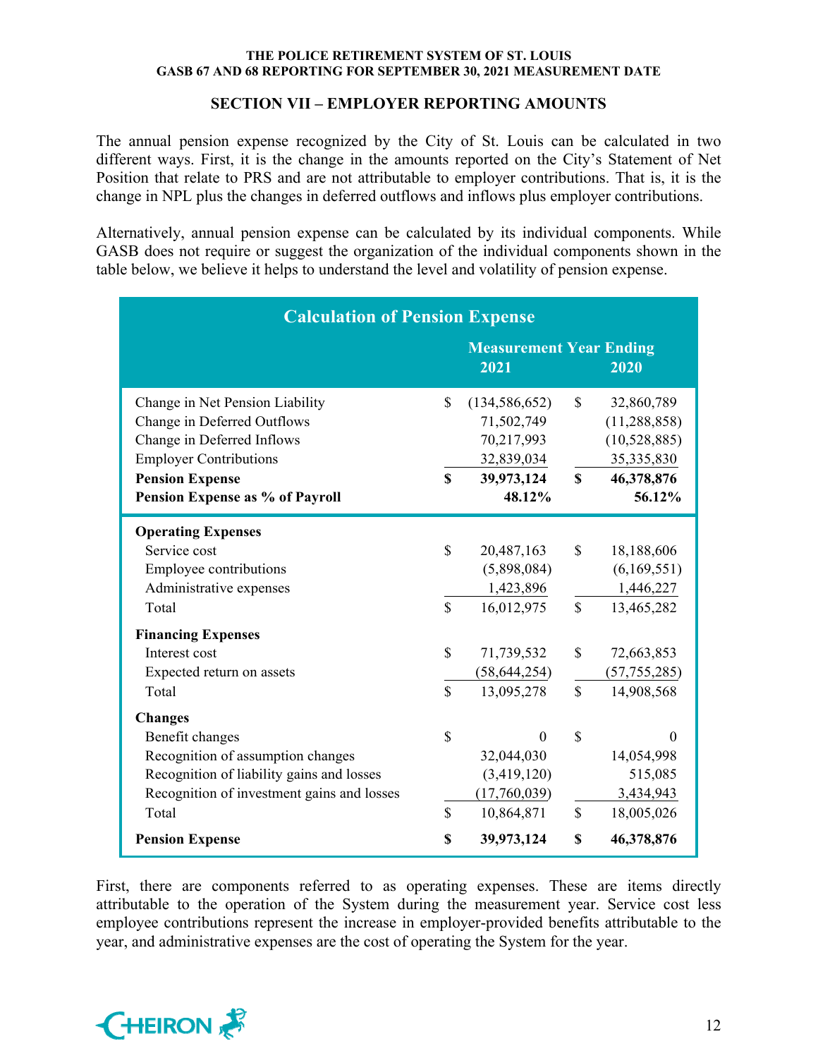## SECTION VII – EMPLOYER REPORTING AMOUNTS

The annual pension expense recognized by the City of St. Louis can be calculated in two different ways. First, it is the change in the amounts reported on the City's Statement of Net Position that relate to PRS and are not attributable to employer contributions. That is, it is the change in NPL plus the changes in deferred outflows and inflows plus employer contributions.

Alternatively, annual pension expense can be calculated by its individual components. While GASB does not require or suggest the organization of the individual components shown in the table below, we believe it helps to understand the level and volatility of pension expense.

| Calculation of Pension Expense | Measurement Year Ending 2021 | 2020 |
|---|---|---|
| Change in Net Pension Liability | $ (134,586,652) | $ 32,860,789 |
| Change in Deferred Outflows | 71,502,749 | (11,288,858) |
| Change in Deferred Inflows | 70,217,993 | (10,528,885) |
| Employer Contributions | 32,839,034 | 35,335,830 |
| **Pension Expense** | **$ 39,973,124** | **$ 46,378,876** |
| **Pension Expense as % of Payroll** | **48.12%** | **56.12%** |
| **Operating Expenses** | | |
| Service cost | $ 20,487,163 | $ 18,188,606 |
| Employee contributions | (5,898,084) | (6,169,551) |
| Administrative expenses | 1,423,896 | 1,446,227 |
| Total | $ 16,012,975 | $ 13,465,282 |
| **Financing Expenses** | | |
| Interest cost | $ 71,739,532 | $ 72,663,853 |
| Expected return on assets | (58,644,254) | (57,755,285) |
| Total | $ 13,095,278 | $ 14,908,568 |
| **Changes** | | |
| Benefit changes | $ 0 | $ 0 |
| Recognition of assumption changes | 32,044,030 | 14,054,998 |
| Recognition of liability gains and losses | (3,419,120) | 515,085 |
| Recognition of investment gains and losses | (17,760,039) | 3,434,943 |
| Total | $ 10,864,871 | $ 18,005,026 |
| **Pension Expense** | **$ 39,973,124** | **$ 46,378,876** |

First, there are components referred to as operating expenses. These are items directly attributable to the operation of the System during the measurement year. Service cost less employee contributions represent the increase in employer-provided benefits attributable to the year, and administrative expenses are the cost of operating the System for the year.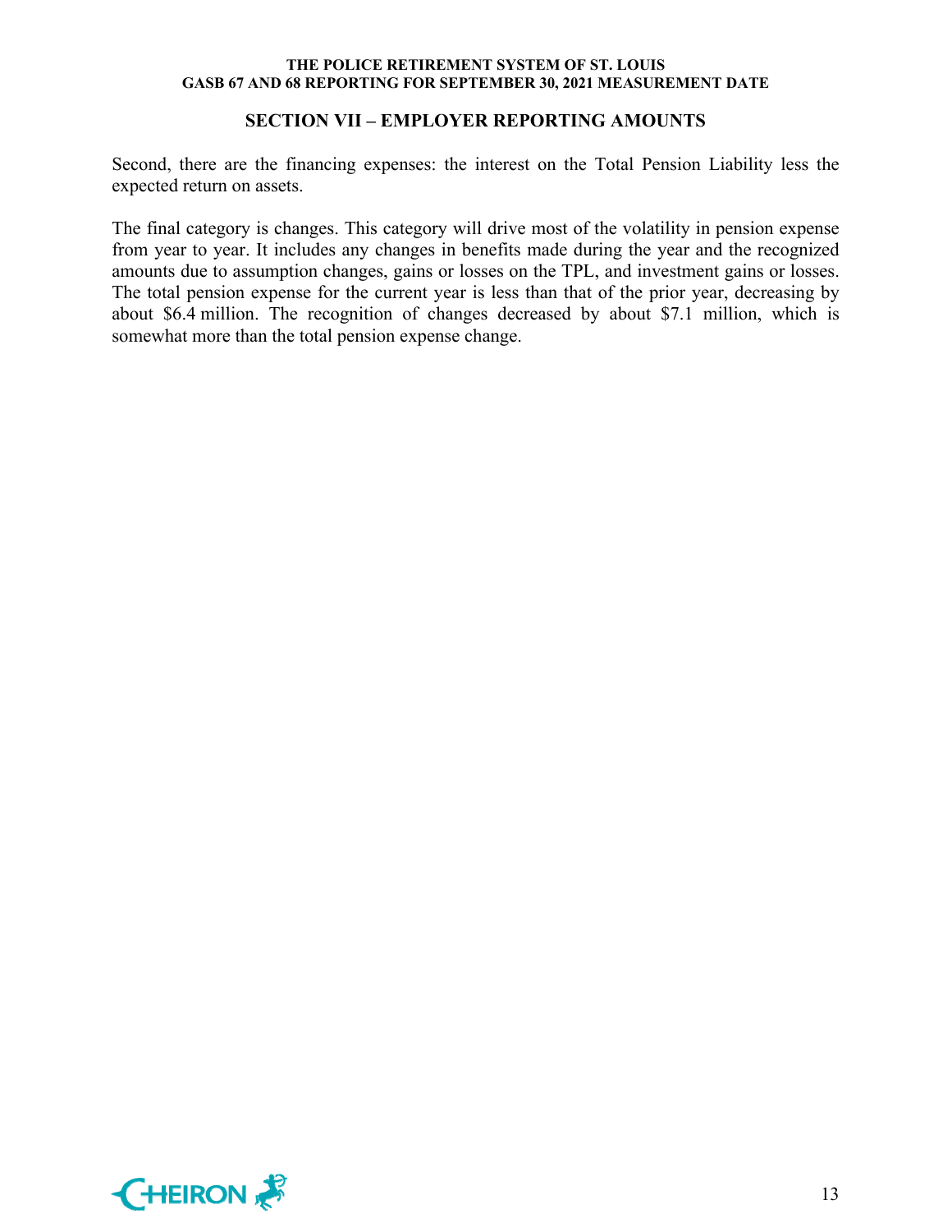## SECTION VII – EMPLOYER REPORTING AMOUNTS

Second, there are the financing expenses: the interest on the Total Pension Liability less the expected return on assets.

The final category is changes. This category will drive most of the volatility in pension expense from year to year. It includes any changes in benefits made during the year and the recognized amounts due to assumption changes, gains or losses on the TPL, and investment gains or losses. The total pension expense for the current year is less than that of the prior year, decreasing by about $6.4 million. The recognition of changes decreased by about $7.1 million, which is somewhat more than the total pension expense change.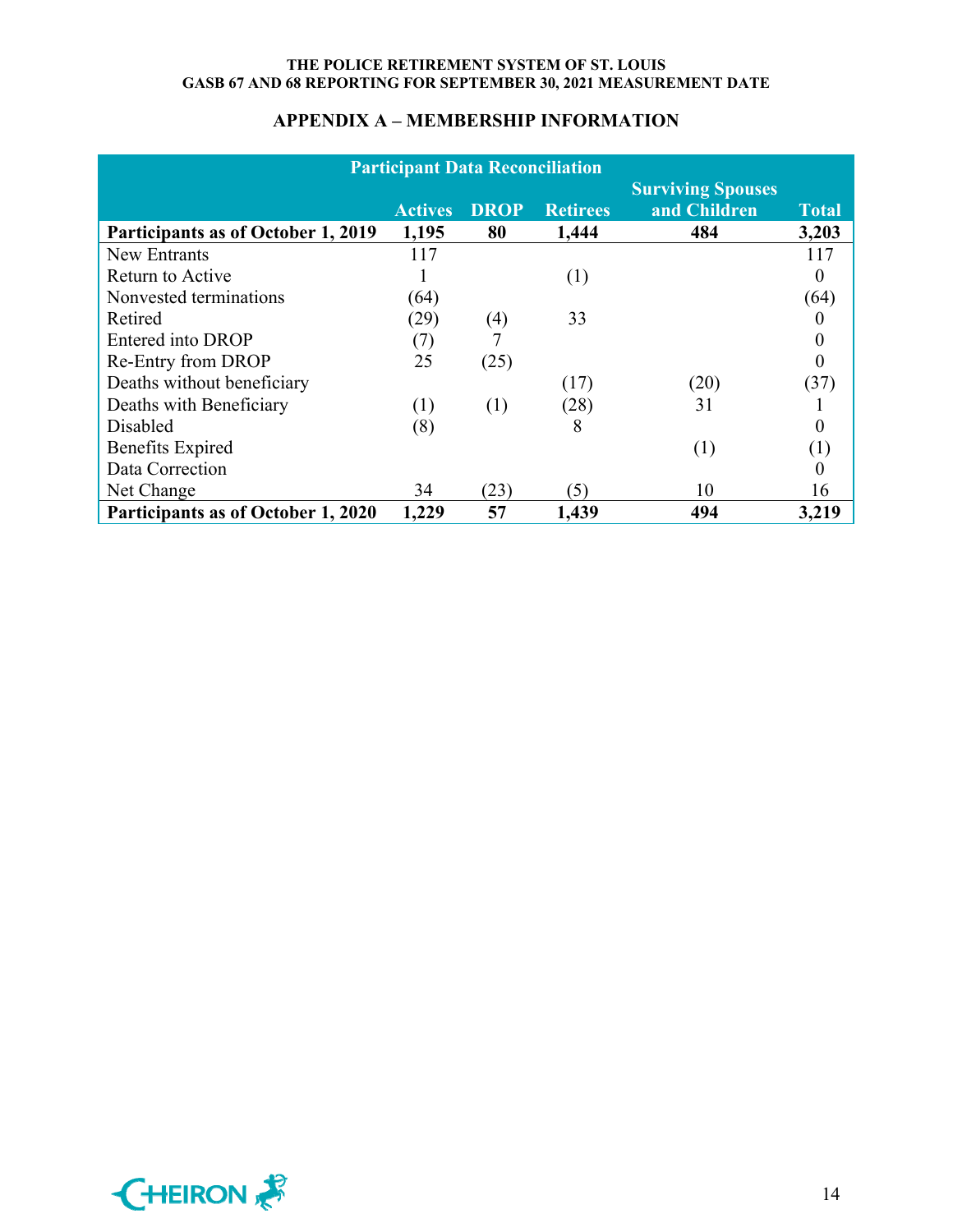## APPENDIX A – MEMBERSHIP INFORMATION

| Participant Data Reconciliation | | | | | |
|---|---|---|---|---|---|
| | **Actives** | **DROP** | **Retirees** | **Surviving Spouses and Children** | **Total** |
| **Participants as of October 1, 2019** | **1,195** | **80** | **1,444** | **484** | **3,203** |
| New Entrants | 117 | | | | 117 |
| Return to Active | 1 | | (1) | | 0 |
| Nonvested terminations | (64) | | | | (64) |
| Retired | (29) | (4) | 33 | | 0 |
| Entered into DROP | (7) | 7 | | | 0 |
| Re-Entry from DROP | 25 | (25) | | | 0 |
| Deaths without beneficiary | | | (17) | (20) | (37) |
| Deaths with Beneficiary | (1) | (1) | (28) | 31 | 1 |
| Disabled | (8) | | 8 | | 0 |
| Benefits Expired | | | | (1) | (1) |
| Data Correction | | | | | 0 |
| Net Change | 34 | (23) | (5) | 10 | 16 |
| **Participants as of October 1, 2020** | **1,229** | **57** | **1,439** | **494** | **3,219** |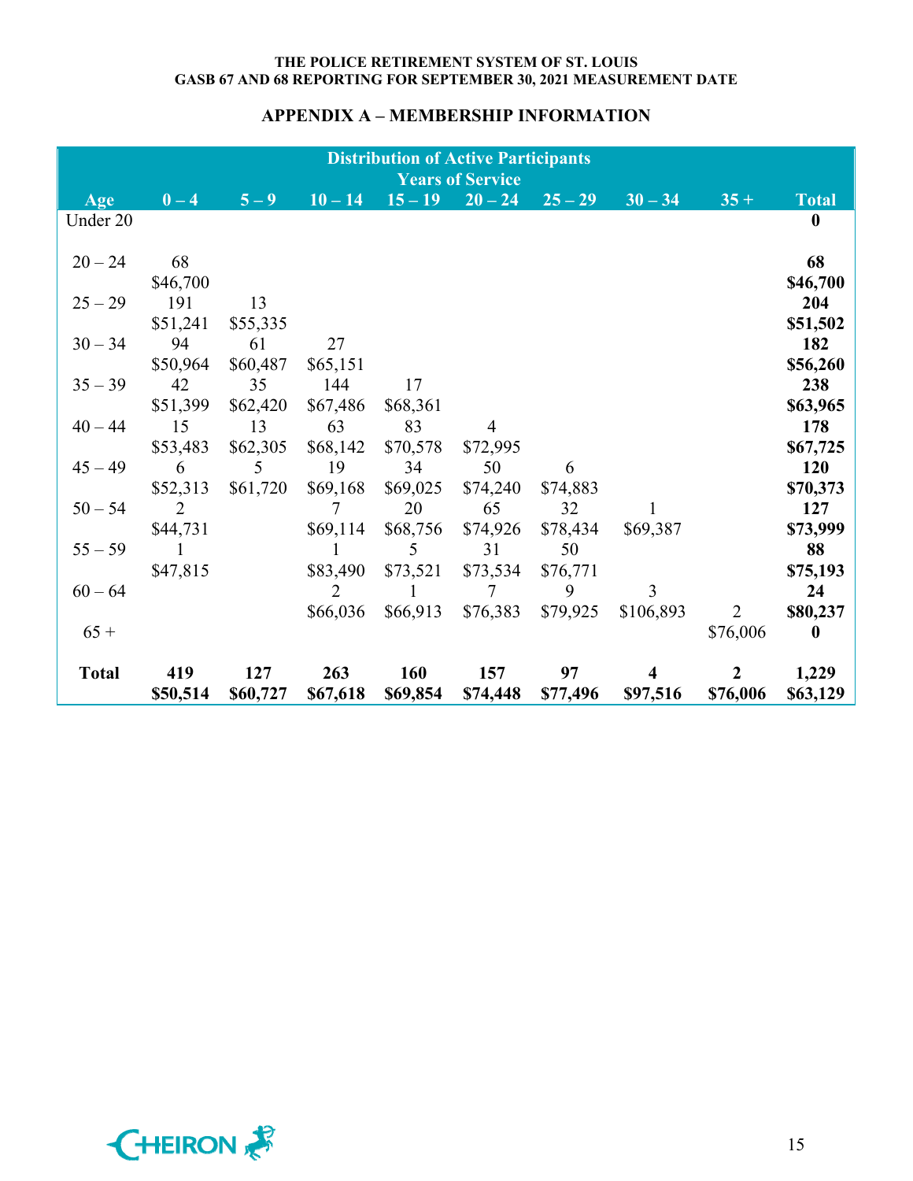## APPENDIX A – MEMBERSHIP INFORMATION

| Distribution of Active Participants | | | | | | | | | |
|---|---|---|---|---|---|---|---|---|---|
| | | | | Years of Service | | | | | |
| **Age** | **0 – 4** | **5 – 9** | **10 – 14** | **15 – 19** | **20 – 24** | **25 – 29** | **30 – 34** | **35 +** | **Total** |
| Under 20 | | | | | | | | | **0** |
| 20 – 24 | 68 | | | | | | | | **68** |
| | $46,700 | | | | | | | | **$46,700** |
| 25 – 29 | 191 | 13 | | | | | | | **204** |
| | $51,241 | $55,335 | | | | | | | **$51,502** |
| 30 – 34 | 94 | 61 | 27 | | | | | | **182** |
| | $50,964 | $60,487 | $65,151 | | | | | | **$56,260** |
| 35 – 39 | 42 | 35 | 144 | 17 | | | | | **238** |
| | $51,399 | $62,420 | $67,486 | $68,361 | | | | | **$63,965** |
| 40 – 44 | 15 | 13 | 63 | 83 | 4 | | | | **178** |
| | $53,483 | $62,305 | $68,142 | $70,578 | $72,995 | | | | **$67,725** |
| 45 – 49 | 6 | 5 | 19 | 34 | 50 | 6 | | | **120** |
| | $52,313 | $61,720 | $69,168 | $69,025 | $74,240 | $74,883 | | | **$70,373** |
| 50 – 54 | 2 | | 7 | 20 | 65 | 32 | 1 | | **127** |
| | $44,731 | | $69,114 | $68,756 | $74,926 | $78,434 | $69,387 | | **$73,999** |
| 55 – 59 | 1 | | 1 | 5 | 31 | 50 | | | **88** |
| | $47,815 | | $83,490 | $73,521 | $73,534 | $76,771 | | | **$75,193** |
| 60 – 64 | | | 2 | 1 | 7 | 9 | 3 | 2 | **24** |
| | | | $66,036 | $66,913 | $76,383 | $79,925 | $106,893 | $76,006 | **$80,237** |
| 65 + | | | | | | | | | **0** |
| **Total** | **419** | **127** | **263** | **160** | **157** | **97** | **4** | **2** | **1,229** |
| | **$50,514** | **$60,727** | **$67,618** | **$69,854** | **$74,448** | **$77,496** | **$97,516** | **$76,006** | **$63,129** |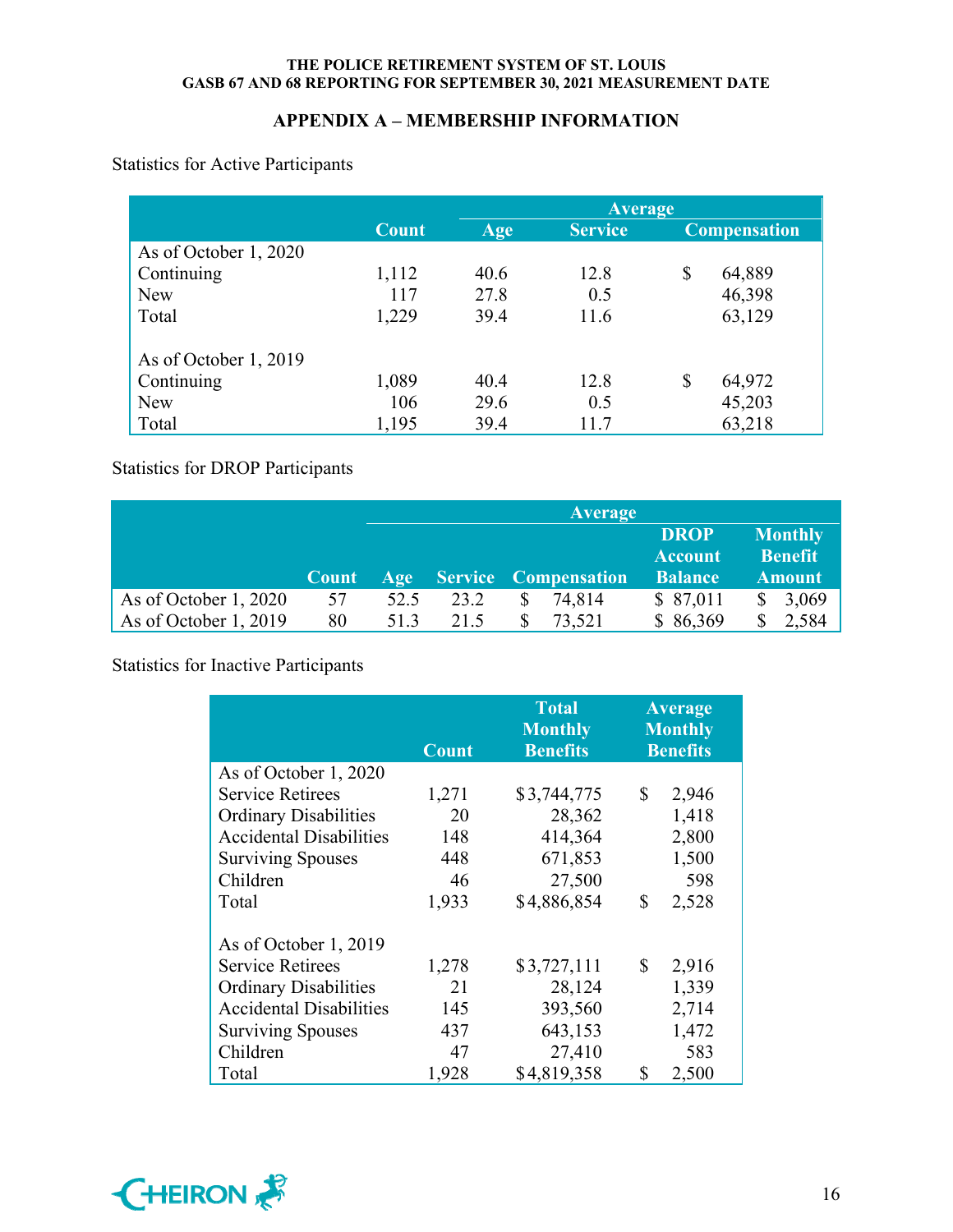## APPENDIX A – MEMBERSHIP INFORMATION

Statistics for Active Participants

| | Count | Average | | |
|---|---|---|---|---|
| | | Age | Service | Compensation |
| As of October 1, 2020 | | | | |
| Continuing | 1,112 | 40.6 | 12.8 | $ 64,889 |
| New | 117 | 27.8 | 0.5 | 46,398 |
| Total | 1,229 | 39.4 | 11.6 | 63,129 |
| | | | | |
| As of October 1, 2019 | | | | |
| Continuing | 1,089 | 40.4 | 12.8 | $ 64,972 |
| New | 106 | 29.6 | 0.5 | 45,203 |
| Total | 1,195 | 39.4 | 11.7 | 63,218 |

Statistics for DROP Participants

| | Count | Average | | | | |
|---|---|---|---|---|---|---|
| | | Age | Service | Compensation | DROP Account Balance | Monthly Benefit Amount |
| As of October 1, 2020 | 57 | 52.5 | 23.2 | $ 74,814 | $ 87,011 | $ 3,069 |
| As of October 1, 2019 | 80 | 51.3 | 21.5 | $ 73,521 | $ 86,369 | $ 2,584 |

Statistics for Inactive Participants

| | Count | Total Monthly Benefits | Average Monthly Benefits |
|---|---|---|---|
| As of October 1, 2020 | | | |
| Service Retirees | 1,271 | $3,744,775 | $ 2,946 |
| Ordinary Disabilities | 20 | 28,362 | 1,418 |
| Accidental Disabilities | 148 | 414,364 | 2,800 |
| Surviving Spouses | 448 | 671,853 | 1,500 |
| Children | 46 | 27,500 | 598 |
| Total | 1,933 | $4,886,854 | $ 2,528 |
| | | | |
| As of October 1, 2019 | | | |
| Service Retirees | 1,278 | $3,727,111 | $ 2,916 |
| Ordinary Disabilities | 21 | 28,124 | 1,339 |
| Accidental Disabilities | 145 | 393,560 | 2,714 |
| Surviving Spouses | 437 | 643,153 | 1,472 |
| Children | 47 | 27,410 | 583 |
| Total | 1,928 | $4,819,358 | $ 2,500 |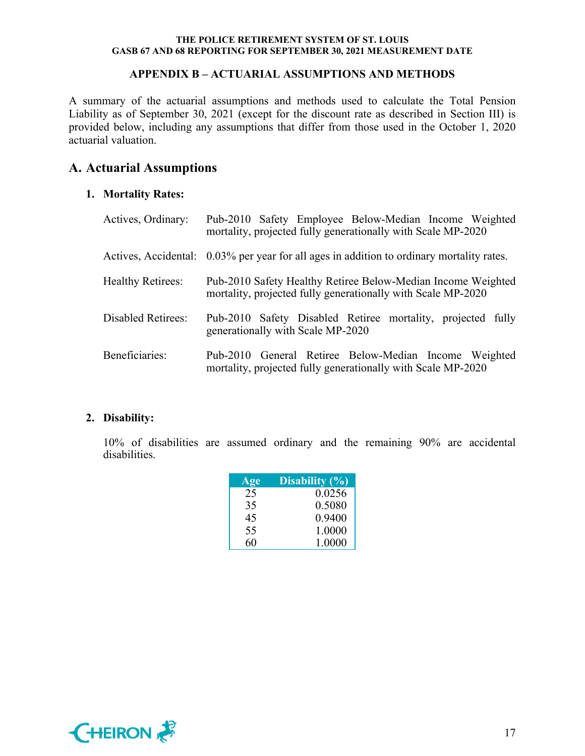## APPENDIX B – ACTUARIAL ASSUMPTIONS AND METHODS

A summary of the actuarial assumptions and methods used to calculate the Total Pension Liability as of September 30, 2021 (except for the discount rate as described in Section III) is provided below, including any assumptions that differ from those used in the October 1, 2020 actuarial valuation.

# A. Actuarial Assumptions

### 1. Mortality Rates:

| | |
|---|---|
| Actives, Ordinary: | Pub-2010 Safety Employee Below-Median Income Weighted mortality, projected fully generationally with Scale MP-2020 |
| Actives, Accidental: | 0.03% per year for all ages in addition to ordinary mortality rates. |
| Healthy Retirees: | Pub-2010 Safety Healthy Retiree Below-Median Income Weighted mortality, projected fully generationally with Scale MP-2020 |
| Disabled Retirees: | Pub-2010 Safety Disabled Retiree mortality, projected fully generationally with Scale MP-2020 |
| Beneficiaries: | Pub-2010 General Retiree Below-Median Income Weighted mortality, projected fully generationally with Scale MP-2020 |

### 2. Disability:

10% of disabilities are assumed ordinary and the remaining 90% are accidental disabilities.

| Age | Disability (%) |
|---|---|
| 25 | 0.0256 |
| 35 | 0.5080 |
| 45 | 0.9400 |
| 55 | 1.0000 |
| 60 | 1.0000 |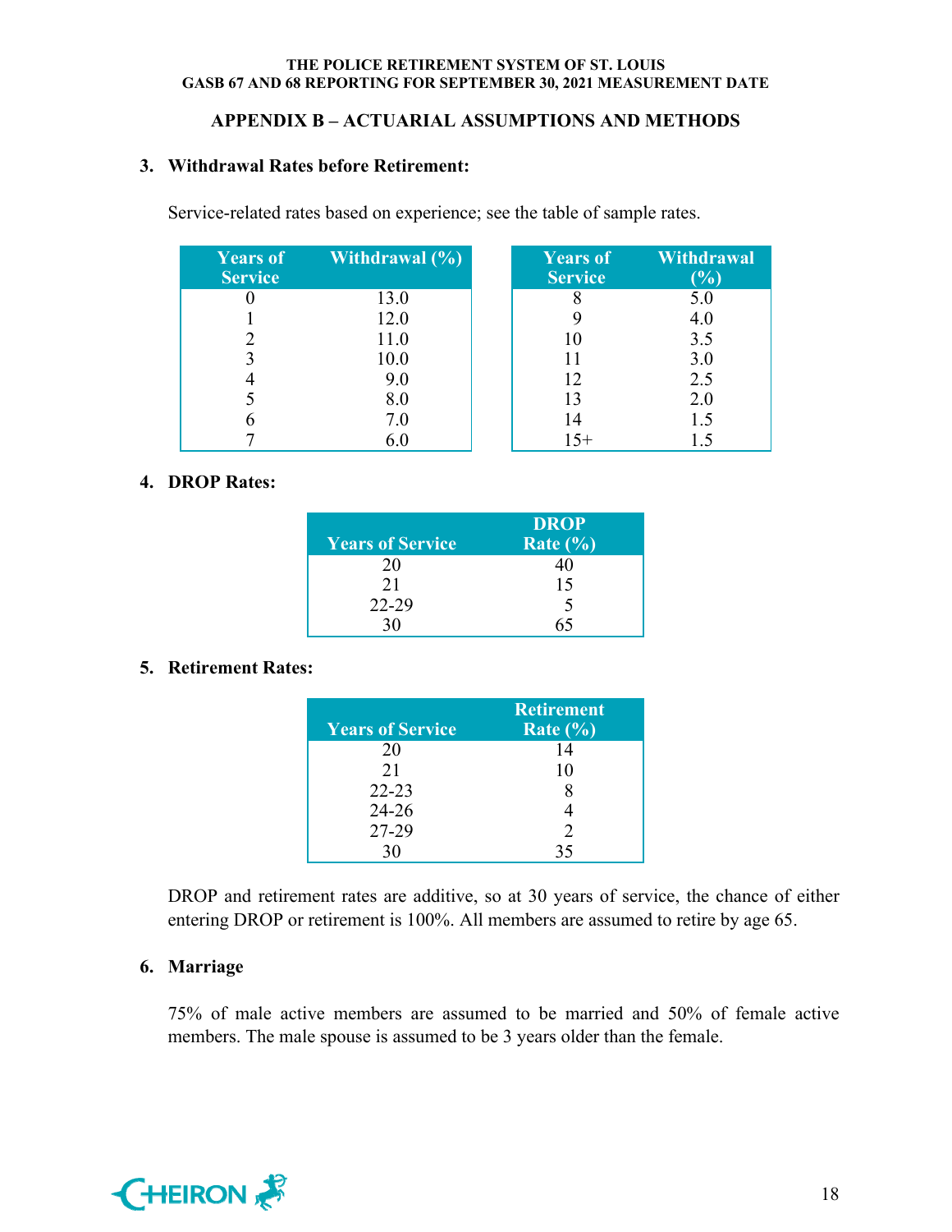## APPENDIX B – ACTUARIAL ASSUMPTIONS AND METHODS

**3. Withdrawal Rates before Retirement:**

Service-related rates based on experience; see the table of sample rates.

| Years of Service | Withdrawal (%) |
|---|---|
| 0 | 13.0 |
| 1 | 12.0 |
| 2 | 11.0 |
| 3 | 10.0 |
| 4 | 9.0 |
| 5 | 8.0 |
| 6 | 7.0 |
| 7 | 6.0 |

| Years of Service | Withdrawal (%) |
|---|---|
| 8 | 5.0 |
| 9 | 4.0 |
| 10 | 3.5 |
| 11 | 3.0 |
| 12 | 2.5 |
| 13 | 2.0 |
| 14 | 1.5 |
| 15+ | 1.5 |

**4. DROP Rates:**

| Years of Service | DROP Rate (%) |
|---|---|
| 20 | 40 |
| 21 | 15 |
| 22-29 | 5 |
| 30 | 65 |

**5. Retirement Rates:**

| Years of Service | Retirement Rate (%) |
|---|---|
| 20 | 14 |
| 21 | 10 |
| 22-23 | 8 |
| 24-26 | 4 |
| 27-29 | 2 |
| 30 | 35 |

DROP and retirement rates are additive, so at 30 years of service, the chance of either entering DROP or retirement is 100%. All members are assumed to retire by age 65.

**6. Marriage**

75% of male active members are assumed to be married and 50% of female active members. The male spouse is assumed to be 3 years older than the female.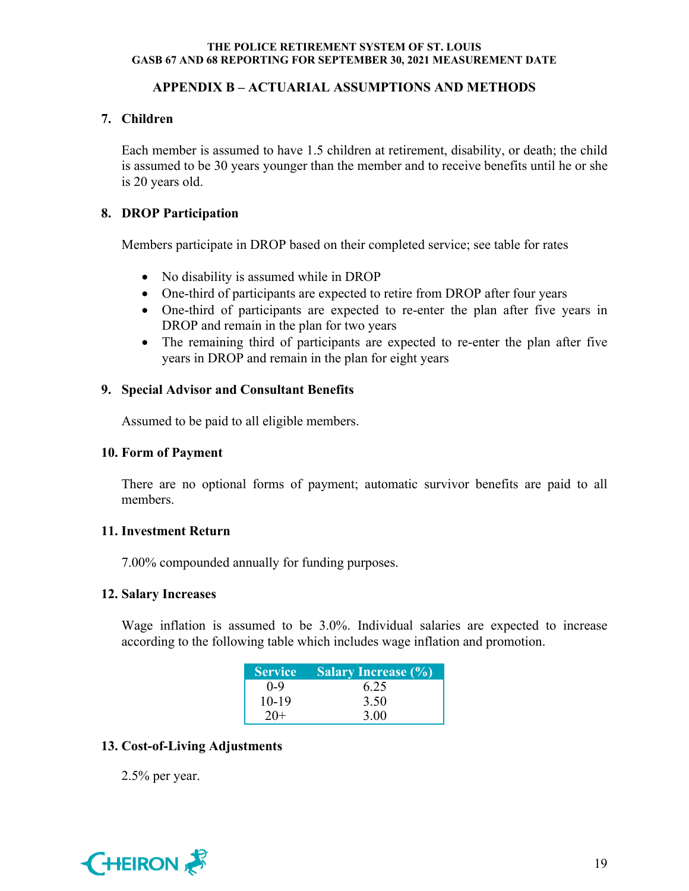## APPENDIX B – ACTUARIAL ASSUMPTIONS AND METHODS

### 7. Children

Each member is assumed to have 1.5 children at retirement, disability, or death; the child is assumed to be 30 years younger than the member and to receive benefits until he or she is 20 years old.

### 8. DROP Participation

Members participate in DROP based on their completed service; see table for rates

- No disability is assumed while in DROP
- One-third of participants are expected to retire from DROP after four years
- One-third of participants are expected to re-enter the plan after five years in DROP and remain in the plan for two years
- The remaining third of participants are expected to re-enter the plan after five years in DROP and remain in the plan for eight years

### 9. Special Advisor and Consultant Benefits

Assumed to be paid to all eligible members.

### 10. Form of Payment

There are no optional forms of payment; automatic survivor benefits are paid to all members.

### 11. Investment Return

7.00% compounded annually for funding purposes.

### 12. Salary Increases

Wage inflation is assumed to be 3.0%. Individual salaries are expected to increase according to the following table which includes wage inflation and promotion.

| Service | Salary Increase (%) |
|---|---|
| 0-9 | 6.25 |
| 10-19 | 3.50 |
| 20+ | 3.00 |

### 13. Cost-of-Living Adjustments

2.5% per year.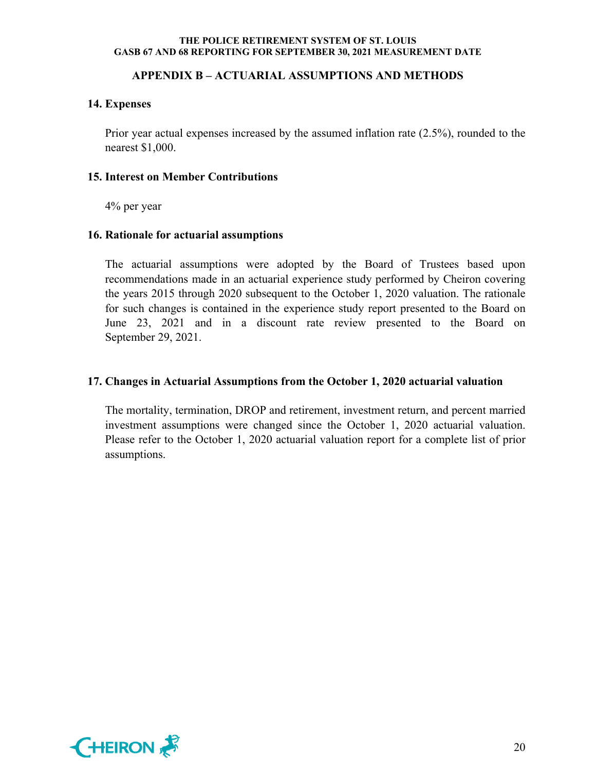## APPENDIX B – ACTUARIAL ASSUMPTIONS AND METHODS

### 14. Expenses

Prior year actual expenses increased by the assumed inflation rate (2.5%), rounded to the nearest $1,000.

### 15. Interest on Member Contributions

4% per year

### 16. Rationale for actuarial assumptions

The actuarial assumptions were adopted by the Board of Trustees based upon recommendations made in an actuarial experience study performed by Cheiron covering the years 2015 through 2020 subsequent to the October 1, 2020 valuation. The rationale for such changes is contained in the experience study report presented to the Board on June 23, 2021 and in a discount rate review presented to the Board on September 29, 2021.

### 17. Changes in Actuarial Assumptions from the October 1, 2020 actuarial valuation

The mortality, termination, DROP and retirement, investment return, and percent married investment assumptions were changed since the October 1, 2020 actuarial valuation. Please refer to the October 1, 2020 actuarial valuation report for a complete list of prior assumptions.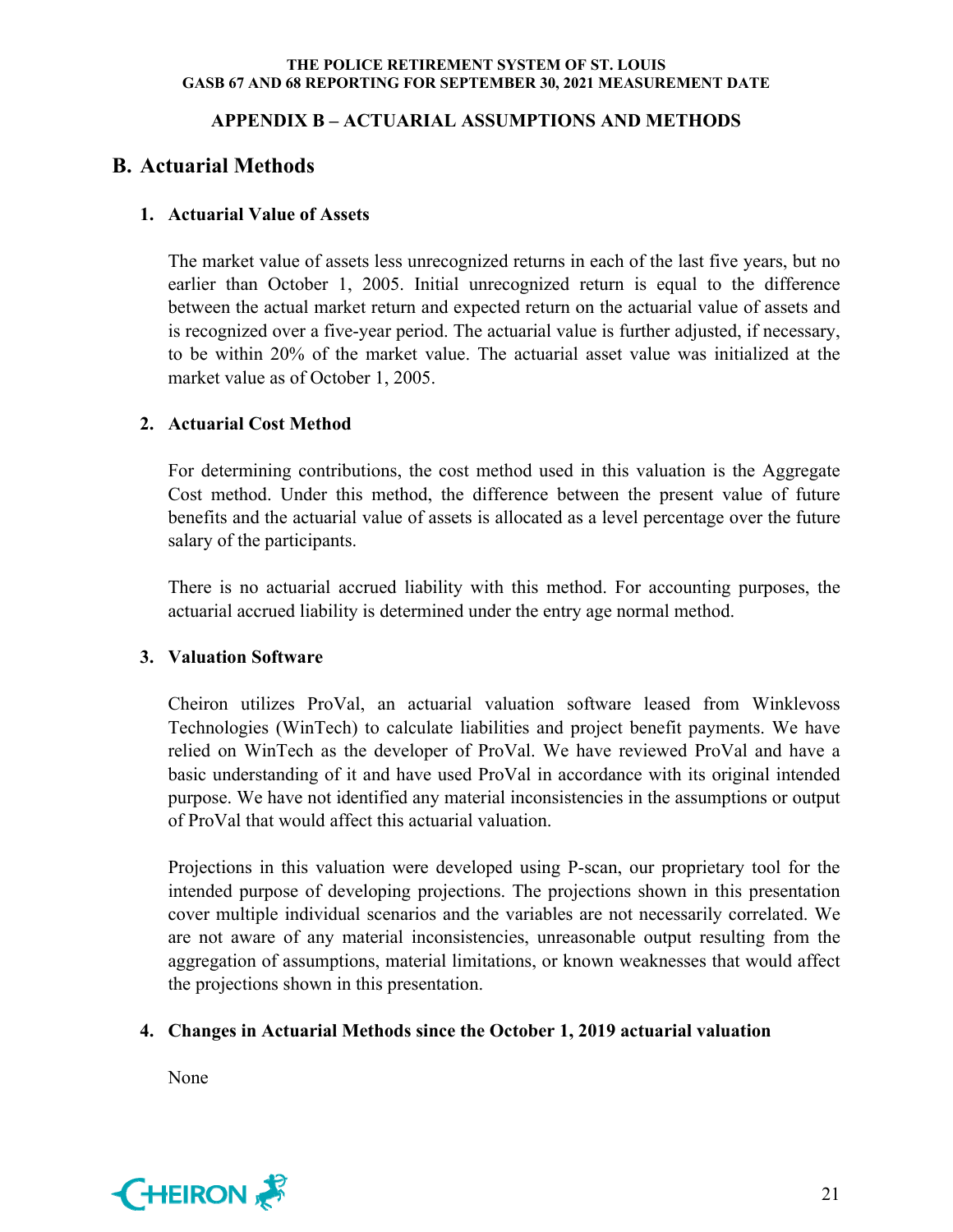## APPENDIX B – ACTUARIAL ASSUMPTIONS AND METHODS

## B. Actuarial Methods

### 1. Actuarial Value of Assets

The market value of assets less unrecognized returns in each of the last five years, but no earlier than October 1, 2005. Initial unrecognized return is equal to the difference between the actual market return and expected return on the actuarial value of assets and is recognized over a five-year period. The actuarial value is further adjusted, if necessary, to be within 20% of the market value. The actuarial asset value was initialized at the market value as of October 1, 2005.

### 2. Actuarial Cost Method

For determining contributions, the cost method used in this valuation is the Aggregate Cost method. Under this method, the difference between the present value of future benefits and the actuarial value of assets is allocated as a level percentage over the future salary of the participants.

There is no actuarial accrued liability with this method. For accounting purposes, the actuarial accrued liability is determined under the entry age normal method.

### 3. Valuation Software

Cheiron utilizes ProVal, an actuarial valuation software leased from Winklevoss Technologies (WinTech) to calculate liabilities and project benefit payments. We have relied on WinTech as the developer of ProVal. We have reviewed ProVal and have a basic understanding of it and have used ProVal in accordance with its original intended purpose. We have not identified any material inconsistencies in the assumptions or output of ProVal that would affect this actuarial valuation.

Projections in this valuation were developed using P-scan, our proprietary tool for the intended purpose of developing projections. The projections shown in this presentation cover multiple individual scenarios and the variables are not necessarily correlated. We are not aware of any material inconsistencies, unreasonable output resulting from the aggregation of assumptions, material limitations, or known weaknesses that would affect the projections shown in this presentation.

### 4. Changes in Actuarial Methods since the October 1, 2019 actuarial valuation

None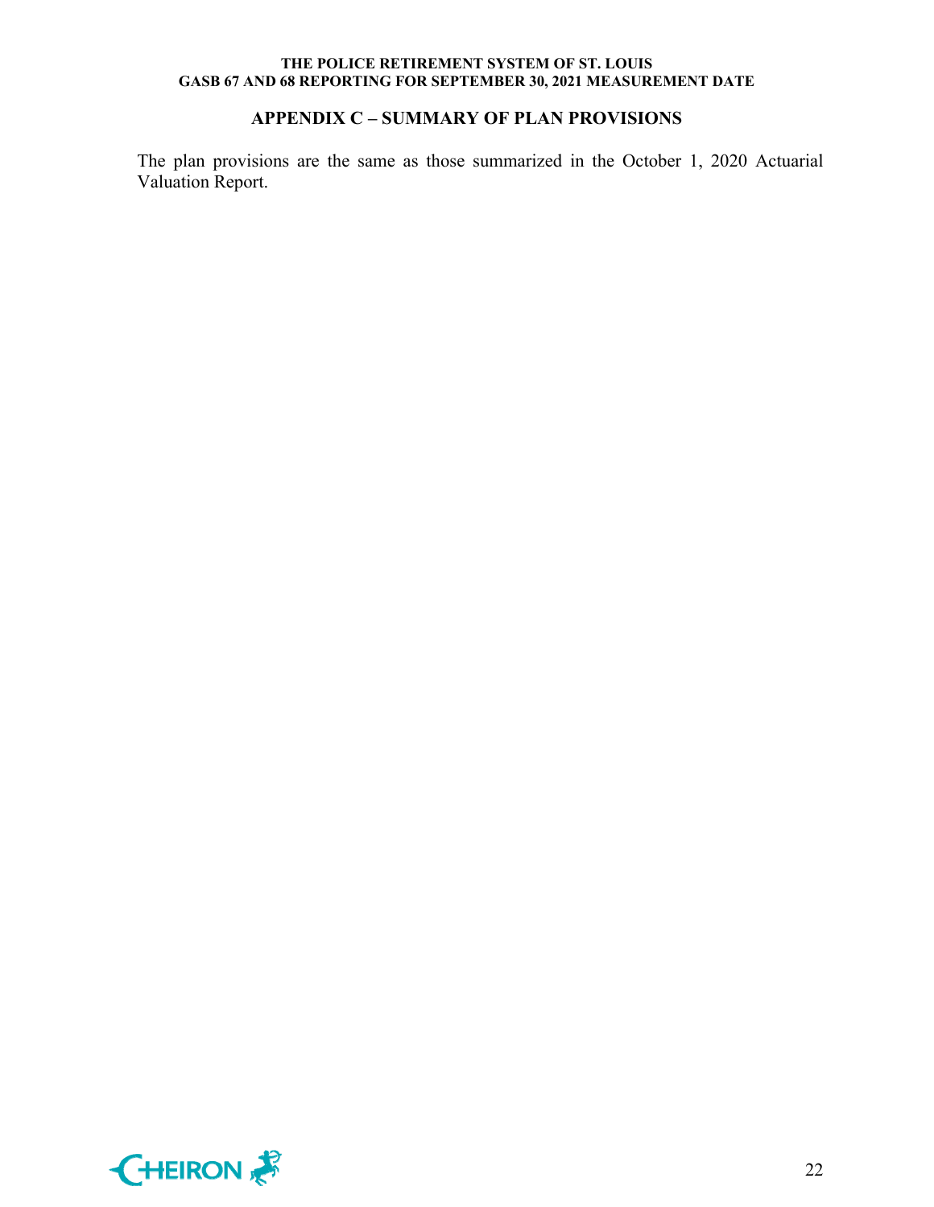## APPENDIX C – SUMMARY OF PLAN PROVISIONS

The plan provisions are the same as those summarized in the October 1, 2020 Actuarial Valuation Report.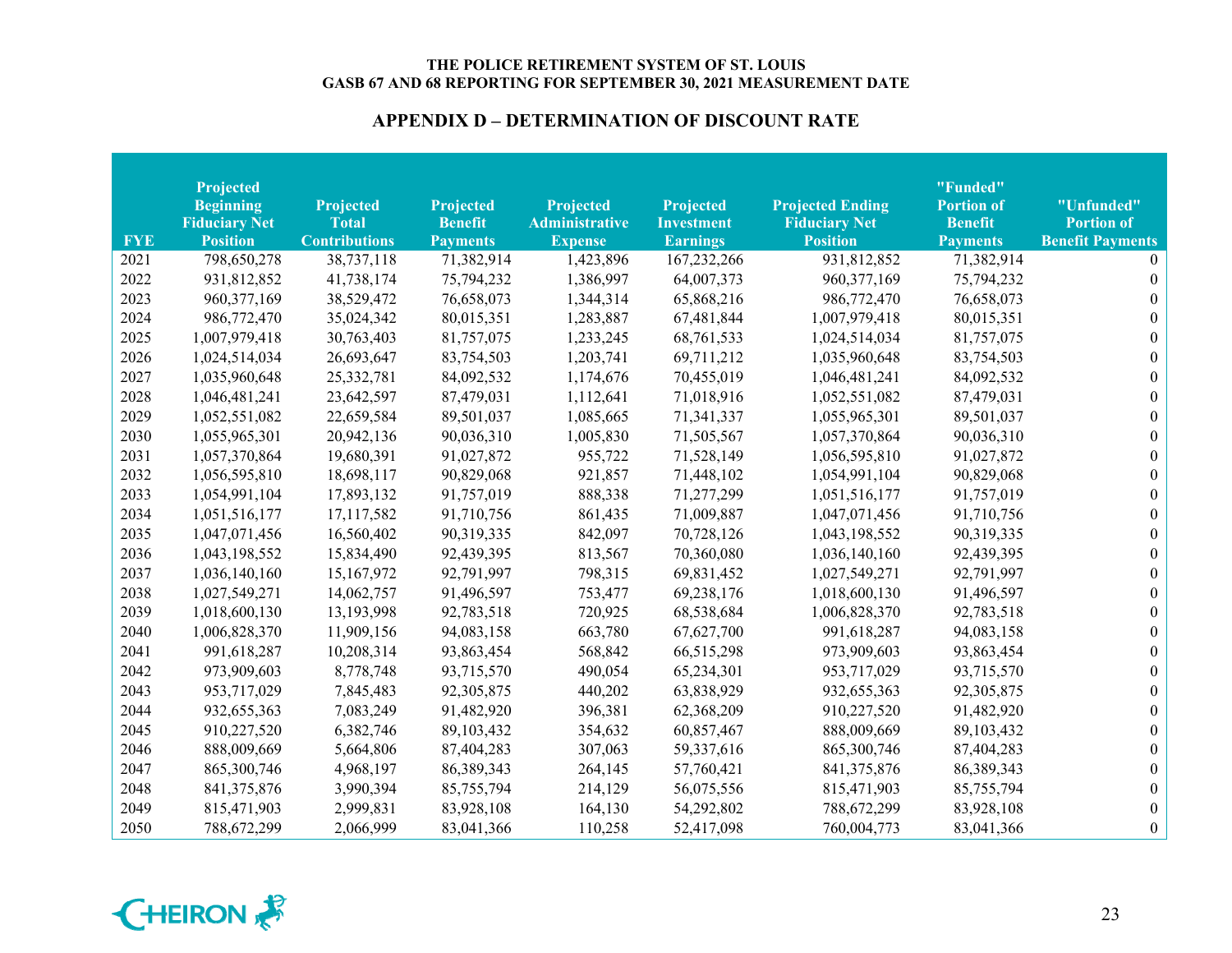THE POLICE RETIREMENT SYSTEM OF ST. LOUIS
GASB 67 AND 68 REPORTING FOR SEPTEMBER 30, 2021 MEASUREMENT DATE

## APPENDIX D – DETERMINATION OF DISCOUNT RATE

| FYE | Projected Beginning Fiduciary Net Position | Projected Total Contributions | Projected Benefit Payments | Projected Administrative Expense | Projected Investment Earnings | Projected Ending Fiduciary Net Position | "Funded" Portion of Benefit Payments | "Unfunded" Portion of Benefit Payments |
|---|---|---|---|---|---|---|---|---|
| 2021 | 798,650,278 | 38,737,118 | 71,382,914 | 1,423,896 | 167,232,266 | 931,812,852 | 71,382,914 | 0 |
| 2022 | 931,812,852 | 41,738,174 | 75,794,232 | 1,386,997 | 64,007,373 | 960,377,169 | 75,794,232 | 0 |
| 2023 | 960,377,169 | 38,529,472 | 76,658,073 | 1,344,314 | 65,868,216 | 986,772,470 | 76,658,073 | 0 |
| 2024 | 986,772,470 | 35,024,342 | 80,015,351 | 1,283,887 | 67,481,844 | 1,007,979,418 | 80,015,351 | 0 |
| 2025 | 1,007,979,418 | 30,763,403 | 81,757,075 | 1,233,245 | 68,761,533 | 1,024,514,034 | 81,757,075 | 0 |
| 2026 | 1,024,514,034 | 26,693,647 | 83,754,503 | 1,203,741 | 69,711,212 | 1,035,960,648 | 83,754,503 | 0 |
| 2027 | 1,035,960,648 | 25,332,781 | 84,092,532 | 1,174,676 | 70,455,019 | 1,046,481,241 | 84,092,532 | 0 |
| 2028 | 1,046,481,241 | 23,642,597 | 87,479,031 | 1,112,641 | 71,018,916 | 1,052,551,082 | 87,479,031 | 0 |
| 2029 | 1,052,551,082 | 22,659,584 | 89,501,037 | 1,085,665 | 71,341,337 | 1,055,965,301 | 89,501,037 | 0 |
| 2030 | 1,055,965,301 | 20,942,136 | 90,036,310 | 1,005,830 | 71,505,567 | 1,057,370,864 | 90,036,310 | 0 |
| 2031 | 1,057,370,864 | 19,680,391 | 91,027,872 | 955,722 | 71,528,149 | 1,056,595,810 | 91,027,872 | 0 |
| 2032 | 1,056,595,810 | 18,698,117 | 90,829,068 | 921,857 | 71,448,102 | 1,054,991,104 | 90,829,068 | 0 |
| 2033 | 1,054,991,104 | 17,893,132 | 91,757,019 | 888,338 | 71,277,299 | 1,051,516,177 | 91,757,019 | 0 |
| 2034 | 1,051,516,177 | 17,117,582 | 91,710,756 | 861,435 | 71,009,887 | 1,047,071,456 | 91,710,756 | 0 |
| 2035 | 1,047,071,456 | 16,560,402 | 90,319,335 | 842,097 | 70,728,126 | 1,043,198,552 | 90,319,335 | 0 |
| 2036 | 1,043,198,552 | 15,834,490 | 92,439,395 | 813,567 | 70,360,080 | 1,036,140,160 | 92,439,395 | 0 |
| 2037 | 1,036,140,160 | 15,167,972 | 92,791,997 | 798,315 | 69,831,452 | 1,027,549,271 | 92,791,997 | 0 |
| 2038 | 1,027,549,271 | 14,062,757 | 91,496,597 | 753,477 | 69,238,176 | 1,018,600,130 | 91,496,597 | 0 |
| 2039 | 1,018,600,130 | 13,193,998 | 92,783,518 | 720,925 | 68,538,684 | 1,006,828,370 | 92,783,518 | 0 |
| 2040 | 1,006,828,370 | 11,909,156 | 94,083,158 | 663,780 | 67,627,700 | 991,618,287 | 94,083,158 | 0 |
| 2041 | 991,618,287 | 10,208,314 | 93,863,454 | 568,842 | 66,515,298 | 973,909,603 | 93,863,454 | 0 |
| 2042 | 973,909,603 | 8,778,748 | 93,715,570 | 490,054 | 65,234,301 | 953,717,029 | 93,715,570 | 0 |
| 2043 | 953,717,029 | 7,845,483 | 92,305,875 | 440,202 | 63,838,929 | 932,655,363 | 92,305,875 | 0 |
| 2044 | 932,655,363 | 7,083,249 | 91,482,920 | 396,381 | 62,368,209 | 910,227,520 | 91,482,920 | 0 |
| 2045 | 910,227,520 | 6,382,746 | 89,103,432 | 354,632 | 60,857,467 | 888,009,669 | 89,103,432 | 0 |
| 2046 | 888,009,669 | 5,664,806 | 87,404,283 | 307,063 | 59,337,616 | 865,300,746 | 87,404,283 | 0 |
| 2047 | 865,300,746 | 4,968,197 | 86,389,343 | 264,145 | 57,760,421 | 841,375,876 | 86,389,343 | 0 |
| 2048 | 841,375,876 | 3,990,394 | 85,755,794 | 214,129 | 56,075,556 | 815,471,903 | 85,755,794 | 0 |
| 2049 | 815,471,903 | 2,999,831 | 83,928,108 | 164,130 | 54,292,802 | 788,672,299 | 83,928,108 | 0 |
| 2050 | 788,672,299 | 2,066,999 | 83,041,366 | 110,258 | 52,417,098 | 760,004,773 | 83,041,366 | 0 |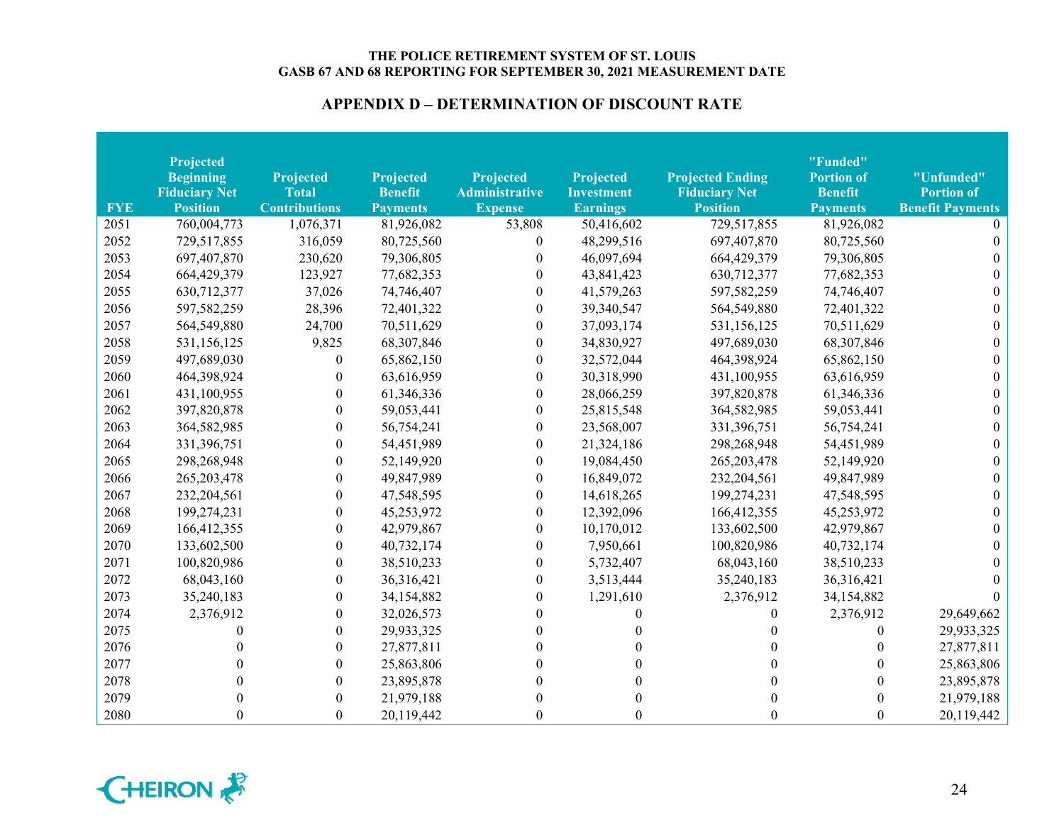## APPENDIX D – DETERMINATION OF DISCOUNT RATE

| FYE | Projected Beginning Fiduciary Net Position | Projected Total Contributions | Projected Benefit Payments | Projected Administrative Expense | Projected Investment Earnings | Projected Ending Fiduciary Net Position | "Funded" Portion of Benefit Payments | "Unfunded" Portion of Benefit Payments |
|---|---|---|---|---|---|---|---|---|
| 2051 | 760,004,773 | 1,076,371 | 81,926,082 | 53,808 | 50,416,602 | 729,517,855 | 81,926,082 | 0 |
| 2052 | 729,517,855 | 316,059 | 80,725,560 | 0 | 48,299,516 | 697,407,870 | 80,725,560 | 0 |
| 2053 | 697,407,870 | 230,620 | 79,306,805 | 0 | 46,097,694 | 664,429,379 | 79,306,805 | 0 |
| 2054 | 664,429,379 | 123,927 | 77,682,353 | 0 | 43,841,423 | 630,712,377 | 77,682,353 | 0 |
| 2055 | 630,712,377 | 37,026 | 74,746,407 | 0 | 41,579,263 | 597,582,259 | 74,746,407 | 0 |
| 2056 | 597,582,259 | 28,396 | 72,401,322 | 0 | 39,340,547 | 564,549,880 | 72,401,322 | 0 |
| 2057 | 564,549,880 | 24,700 | 70,511,629 | 0 | 37,093,174 | 531,156,125 | 70,511,629 | 0 |
| 2058 | 531,156,125 | 9,825 | 68,307,846 | 0 | 34,830,927 | 497,689,030 | 68,307,846 | 0 |
| 2059 | 497,689,030 | 0 | 65,862,150 | 0 | 32,572,044 | 464,398,924 | 65,862,150 | 0 |
| 2060 | 464,398,924 | 0 | 63,616,959 | 0 | 30,318,990 | 431,100,955 | 63,616,959 | 0 |
| 2061 | 431,100,955 | 0 | 61,346,336 | 0 | 28,066,259 | 397,820,878 | 61,346,336 | 0 |
| 2062 | 397,820,878 | 0 | 59,053,441 | 0 | 25,815,548 | 364,582,985 | 59,053,441 | 0 |
| 2063 | 364,582,985 | 0 | 56,754,241 | 0 | 23,568,007 | 331,396,751 | 56,754,241 | 0 |
| 2064 | 331,396,751 | 0 | 54,451,989 | 0 | 21,324,186 | 298,268,948 | 54,451,989 | 0 |
| 2065 | 298,268,948 | 0 | 52,149,920 | 0 | 19,084,450 | 265,203,478 | 52,149,920 | 0 |
| 2066 | 265,203,478 | 0 | 49,847,989 | 0 | 16,849,072 | 232,204,561 | 49,847,989 | 0 |
| 2067 | 232,204,561 | 0 | 47,548,595 | 0 | 14,618,265 | 199,274,231 | 47,548,595 | 0 |
| 2068 | 199,274,231 | 0 | 45,253,972 | 0 | 12,392,096 | 166,412,355 | 45,253,972 | 0 |
| 2069 | 166,412,355 | 0 | 42,979,867 | 0 | 10,170,012 | 133,602,500 | 42,979,867 | 0 |
| 2070 | 133,602,500 | 0 | 40,732,174 | 0 | 7,950,661 | 100,820,986 | 40,732,174 | 0 |
| 2071 | 100,820,986 | 0 | 38,510,233 | 0 | 5,732,407 | 68,043,160 | 38,510,233 | 0 |
| 2072 | 68,043,160 | 0 | 36,316,421 | 0 | 3,513,444 | 35,240,183 | 36,316,421 | 0 |
| 2073 | 35,240,183 | 0 | 34,154,882 | 0 | 1,291,610 | 2,376,912 | 34,154,882 | 0 |
| 2074 | 2,376,912 | 0 | 32,026,573 | 0 | 0 | 0 | 2,376,912 | 29,649,662 |
| 2075 | 0 | 0 | 29,933,325 | 0 | 0 | 0 | 0 | 29,933,325 |
| 2076 | 0 | 0 | 27,877,811 | 0 | 0 | 0 | 0 | 27,877,811 |
| 2077 | 0 | 0 | 25,863,806 | 0 | 0 | 0 | 0 | 25,863,806 |
| 2078 | 0 | 0 | 23,895,878 | 0 | 0 | 0 | 0 | 23,895,878 |
| 2079 | 0 | 0 | 21,979,188 | 0 | 0 | 0 | 0 | 21,979,188 |
| 2080 | 0 | 0 | 20,119,442 | 0 | 0 | 0 | 0 | 20,119,442 |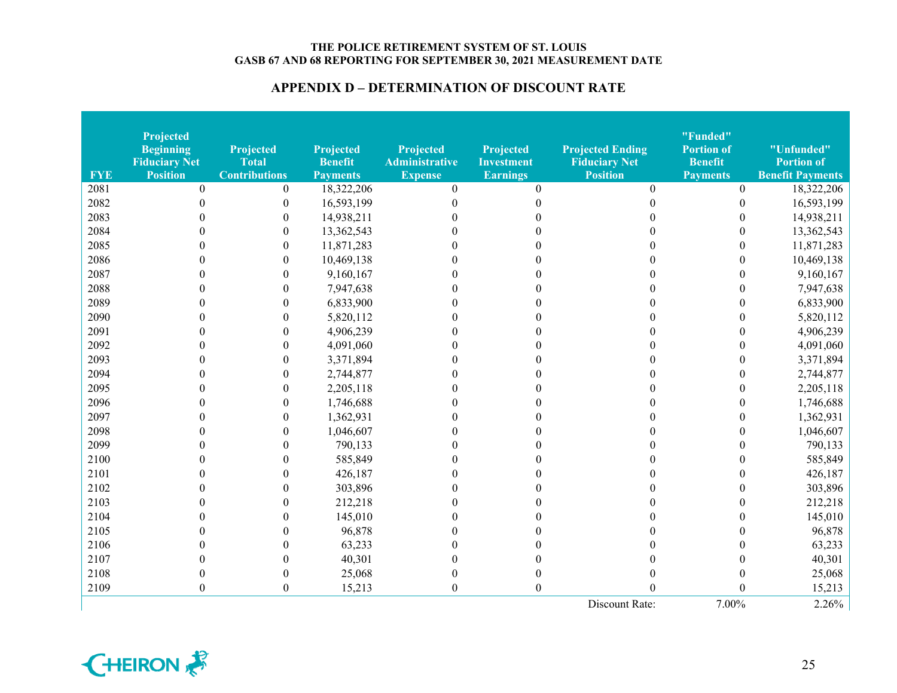## APPENDIX D – DETERMINATION OF DISCOUNT RATE

| FYE | Projected Beginning Fiduciary Net Position | Projected Total Contributions | Projected Benefit Payments | Projected Administrative Expense | Projected Investment Earnings | Projected Ending Fiduciary Net Position | "Funded" Portion of Benefit Payments | "Unfunded" Portion of Benefit Payments |
|---|---|---|---|---|---|---|---|---|
| 2081 | 0 | 0 | 18,322,206 | 0 | 0 | 0 | 0 | 18,322,206 |
| 2082 | 0 | 0 | 16,593,199 | 0 | 0 | 0 | 0 | 16,593,199 |
| 2083 | 0 | 0 | 14,938,211 | 0 | 0 | 0 | 0 | 14,938,211 |
| 2084 | 0 | 0 | 13,362,543 | 0 | 0 | 0 | 0 | 13,362,543 |
| 2085 | 0 | 0 | 11,871,283 | 0 | 0 | 0 | 0 | 11,871,283 |
| 2086 | 0 | 0 | 10,469,138 | 0 | 0 | 0 | 0 | 10,469,138 |
| 2087 | 0 | 0 | 9,160,167 | 0 | 0 | 0 | 0 | 9,160,167 |
| 2088 | 0 | 0 | 7,947,638 | 0 | 0 | 0 | 0 | 7,947,638 |
| 2089 | 0 | 0 | 6,833,900 | 0 | 0 | 0 | 0 | 6,833,900 |
| 2090 | 0 | 0 | 5,820,112 | 0 | 0 | 0 | 0 | 5,820,112 |
| 2091 | 0 | 0 | 4,906,239 | 0 | 0 | 0 | 0 | 4,906,239 |
| 2092 | 0 | 0 | 4,091,060 | 0 | 0 | 0 | 0 | 4,091,060 |
| 2093 | 0 | 0 | 3,371,894 | 0 | 0 | 0 | 0 | 3,371,894 |
| 2094 | 0 | 0 | 2,744,877 | 0 | 0 | 0 | 0 | 2,744,877 |
| 2095 | 0 | 0 | 2,205,118 | 0 | 0 | 0 | 0 | 2,205,118 |
| 2096 | 0 | 0 | 1,746,688 | 0 | 0 | 0 | 0 | 1,746,688 |
| 2097 | 0 | 0 | 1,362,931 | 0 | 0 | 0 | 0 | 1,362,931 |
| 2098 | 0 | 0 | 1,046,607 | 0 | 0 | 0 | 0 | 1,046,607 |
| 2099 | 0 | 0 | 790,133 | 0 | 0 | 0 | 0 | 790,133 |
| 2100 | 0 | 0 | 585,849 | 0 | 0 | 0 | 0 | 585,849 |
| 2101 | 0 | 0 | 426,187 | 0 | 0 | 0 | 0 | 426,187 |
| 2102 | 0 | 0 | 303,896 | 0 | 0 | 0 | 0 | 303,896 |
| 2103 | 0 | 0 | 212,218 | 0 | 0 | 0 | 0 | 212,218 |
| 2104 | 0 | 0 | 145,010 | 0 | 0 | 0 | 0 | 145,010 |
| 2105 | 0 | 0 | 96,878 | 0 | 0 | 0 | 0 | 96,878 |
| 2106 | 0 | 0 | 63,233 | 0 | 0 | 0 | 0 | 63,233 |
| 2107 | 0 | 0 | 40,301 | 0 | 0 | 0 | 0 | 40,301 |
| 2108 | 0 | 0 | 25,068 | 0 | 0 | 0 | 0 | 25,068 |
| 2109 | 0 | 0 | 15,213 | 0 | 0 | 0 | 0 | 15,213 |
| | | | | | | Discount Rate: | 7.00% | 2.26% |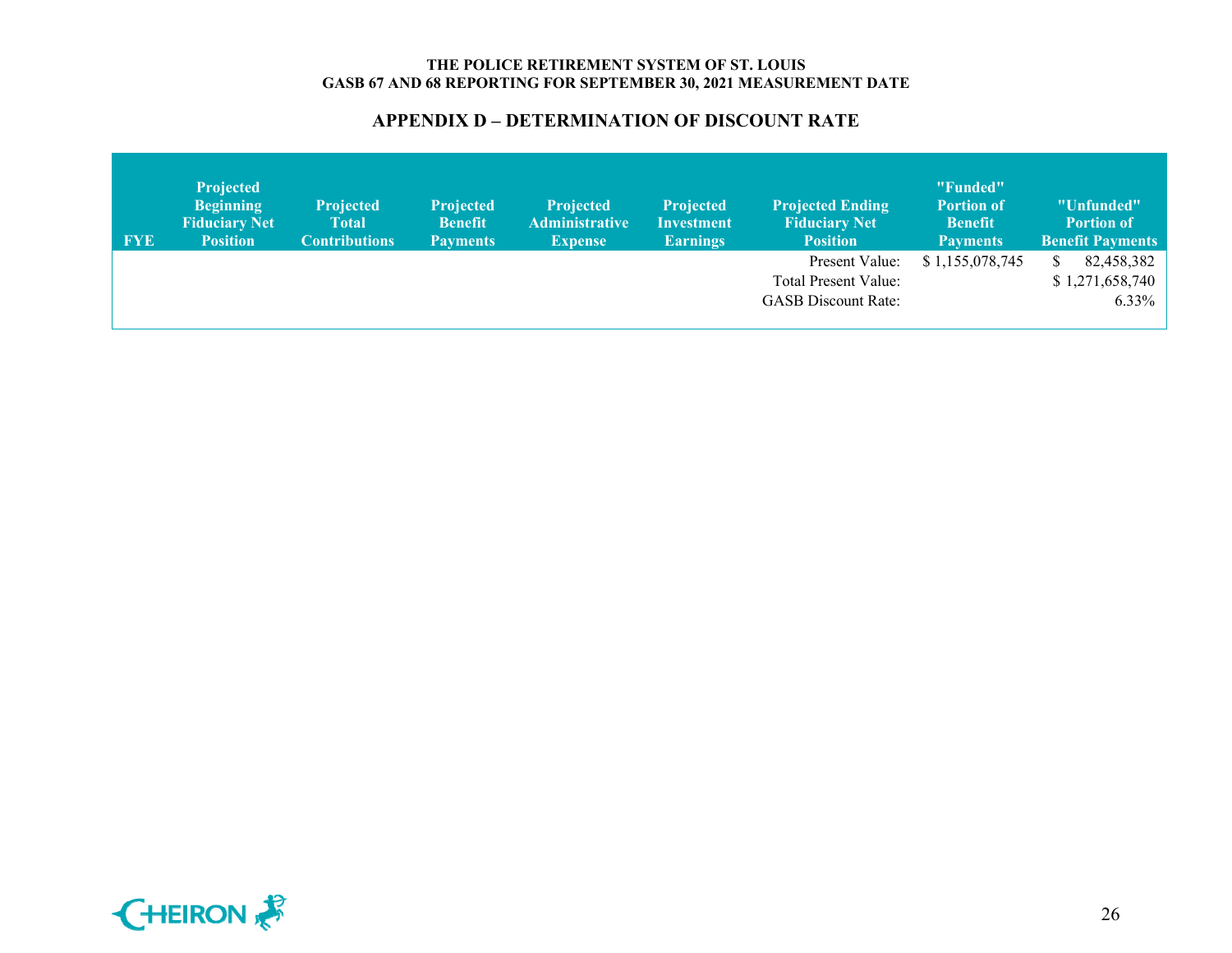# APPENDIX D – DETERMINATION OF DISCOUNT RATE

| FYE | Projected Beginning Fiduciary Net Position | Projected Total Contributions | Projected Benefit Payments | Projected Administrative Expense | Projected Investment Earnings | Projected Ending Fiduciary Net Position | "Funded" Portion of Benefit Payments | "Unfunded" Portion of Benefit Payments |
|---|---|---|---|---|---|---|---|---|
| | | | | | | Present Value: | $ 1,155,078,745 | $ 82,458,382 |
| | | | | | | Total Present Value: | | $ 1,271,658,740 |
| | | | | | | GASB Discount Rate: | | 6.33% |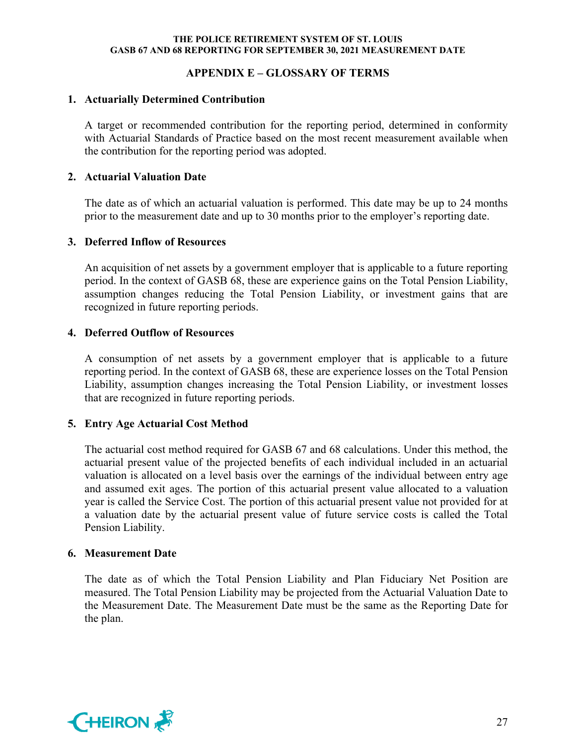## APPENDIX E – GLOSSARY OF TERMS

1. **Actuarially Determined Contribution**

   A target or recommended contribution for the reporting period, determined in conformity with Actuarial Standards of Practice based on the most recent measurement available when the contribution for the reporting period was adopted.

2. **Actuarial Valuation Date**

   The date as of which an actuarial valuation is performed. This date may be up to 24 months prior to the measurement date and up to 30 months prior to the employer's reporting date.

3. **Deferred Inflow of Resources**

   An acquisition of net assets by a government employer that is applicable to a future reporting period. In the context of GASB 68, these are experience gains on the Total Pension Liability, assumption changes reducing the Total Pension Liability, or investment gains that are recognized in future reporting periods.

4. **Deferred Outflow of Resources**

   A consumption of net assets by a government employer that is applicable to a future reporting period. In the context of GASB 68, these are experience losses on the Total Pension Liability, assumption changes increasing the Total Pension Liability, or investment losses that are recognized in future reporting periods.

5. **Entry Age Actuarial Cost Method**

   The actuarial cost method required for GASB 67 and 68 calculations. Under this method, the actuarial present value of the projected benefits of each individual included in an actuarial valuation is allocated on a level basis over the earnings of the individual between entry age and assumed exit ages. The portion of this actuarial present value allocated to a valuation year is called the Service Cost. The portion of this actuarial present value not provided for at a valuation date by the actuarial present value of future service costs is called the Total Pension Liability.

6. **Measurement Date**

   The date as of which the Total Pension Liability and Plan Fiduciary Net Position are measured. The Total Pension Liability may be projected from the Actuarial Valuation Date to the Measurement Date. The Measurement Date must be the same as the Reporting Date for the plan.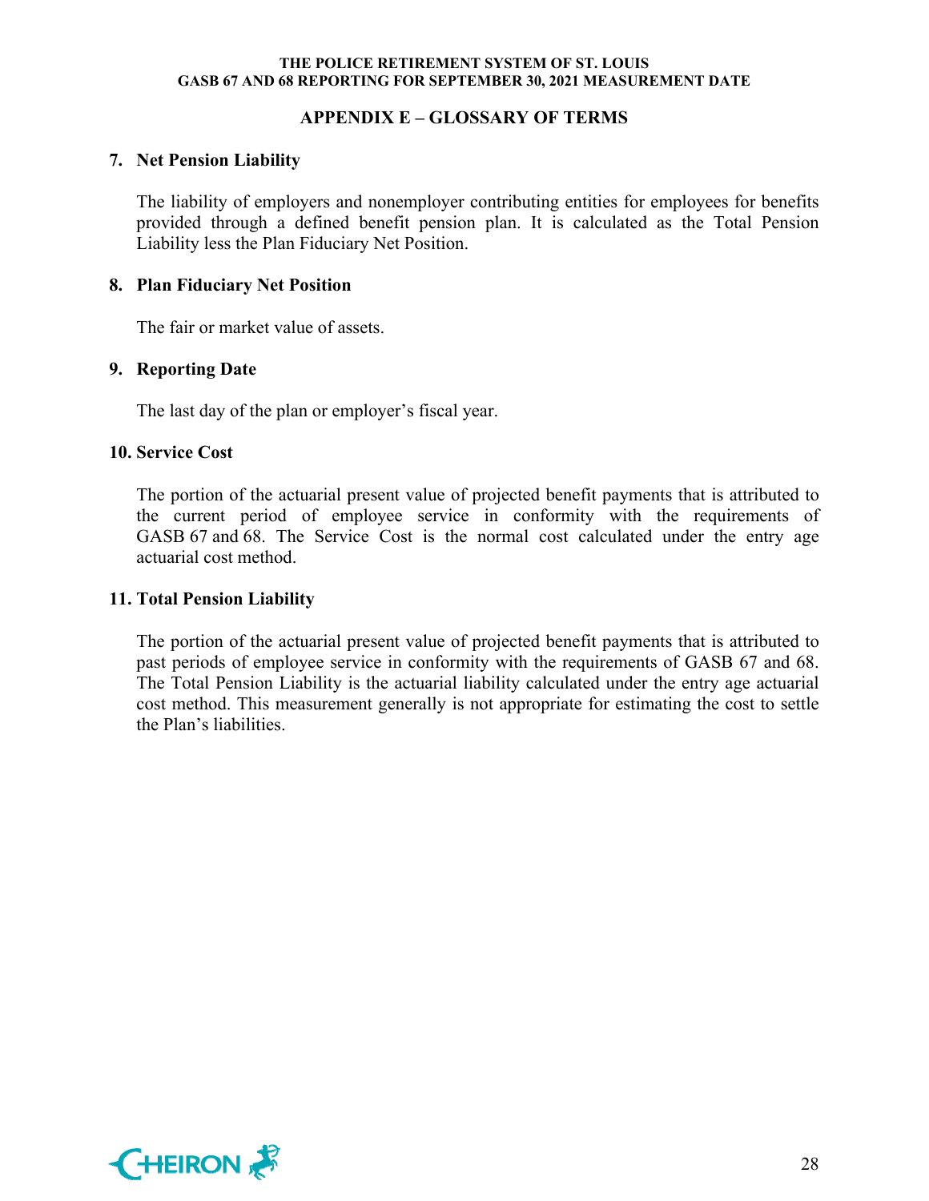## APPENDIX E – GLOSSARY OF TERMS

### 7. Net Pension Liability

The liability of employers and nonemployer contributing entities for employees for benefits provided through a defined benefit pension plan. It is calculated as the Total Pension Liability less the Plan Fiduciary Net Position.

### 8. Plan Fiduciary Net Position

The fair or market value of assets.

### 9. Reporting Date

The last day of the plan or employer's fiscal year.

### 10. Service Cost

The portion of the actuarial present value of projected benefit payments that is attributed to the current period of employee service in conformity with the requirements of GASB 67 and 68. The Service Cost is the normal cost calculated under the entry age actuarial cost method.

### 11. Total Pension Liability

The portion of the actuarial present value of projected benefit payments that is attributed to past periods of employee service in conformity with the requirements of GASB 67 and 68. The Total Pension Liability is the actuarial liability calculated under the entry age actuarial cost method. This measurement generally is not appropriate for estimating the cost to settle the Plan's liabilities.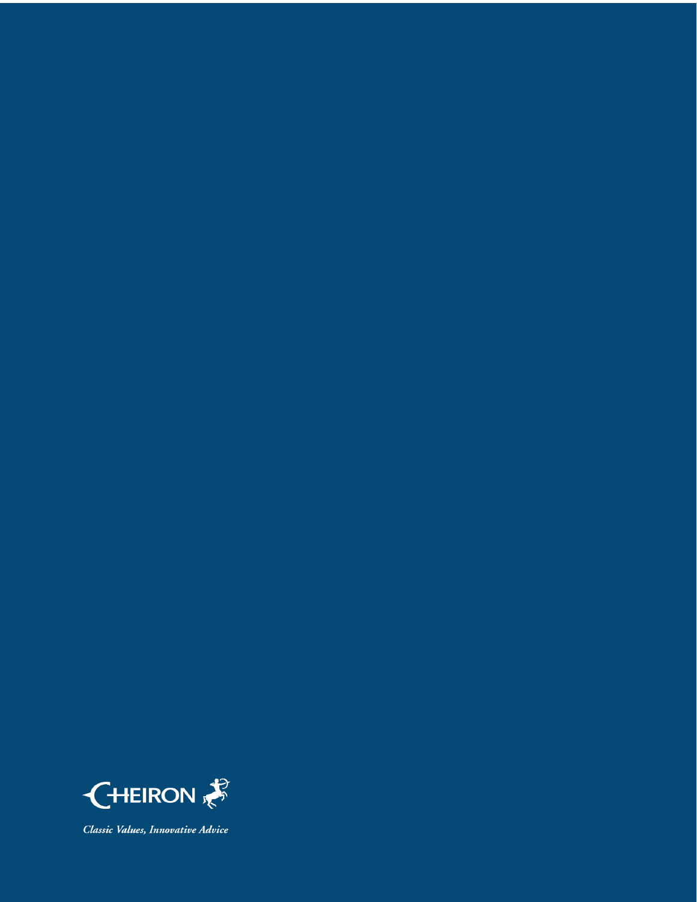CHEIRON

*Classic Values, Innovative Advice*